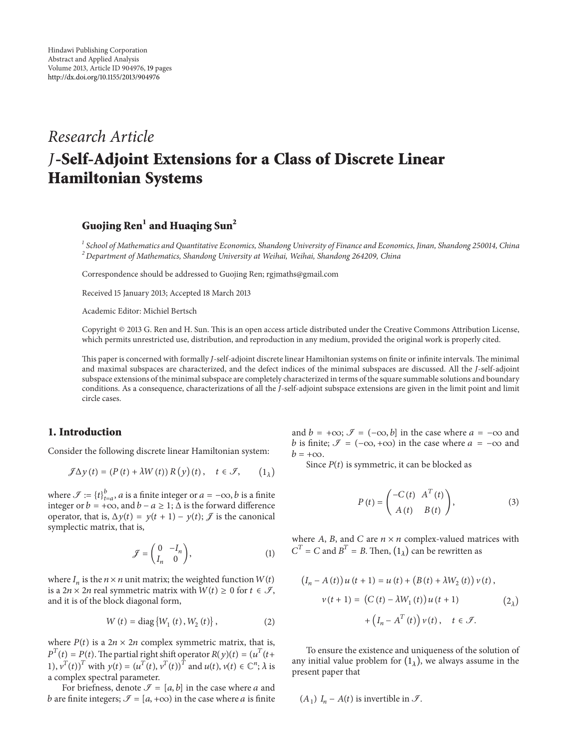Hindawi Publishing Corporation
Abstract and Applied Analysis
Volume 2013, Article ID 904976, 19 pages
http://dx.doi.org/10.1155/2013/904976

*Research Article*

# $J$-Self-Adjoint Extensions for a Class of Discrete Linear Hamiltonian Systems

**Guojing Ren[1] and Huaqing Sun[2]**

[1] *School of Mathematics and Quantitative Economics, Shandong University of Finance and Economics, Jinan, Shandong 250014, China*
[2] *Department of Mathematics, Shandong University at Weihai, Weihai, Shandong 264209, China*

Correspondence should be addressed to Guojing Ren; rgjmaths@gmail.com

Received 15 January 2013; Accepted 18 March 2013

Academic Editor: Michiel Bertsch

Copyright © 2013 G. Ren and H. Sun. This is an open access article distributed under the Creative Commons Attribution License, which permits unrestricted use, distribution, and reproduction in any medium, provided the original work is properly cited.

This paper is concerned with formally $J$-self-adjoint discrete linear Hamiltonian systems on finite or infinite intervals. The minimal and maximal subspaces are characterized, and the defect indices of the minimal subspaces are discussed. All the $J$-self-adjoint subspace extensions of the minimal subspace are completely characterized in terms of the square summable solutions and boundary conditions. As a consequence, characterizations of all the $J$-self-adjoint subspace extensions are given in the limit point and limit circle cases.

## 1. Introduction

Consider the following discrete linear Hamiltonian system:

$$\mathcal{J}\Delta y(t) = (P(t) + \lambda W(t)) R(y)(t), \quad t \in \mathcal{I}, \qquad (1_\lambda)$$

where $\mathcal{I} := \{t\}_{t=a}^{b}$, $a$ is a finite integer or $a = -\infty$, $b$ is a finite integer or $b = +\infty$, and $b - a \geq 1$; $\Delta$ is the forward difference operator, that is, $\Delta y(t) = y(t+1) - y(t)$; $\mathcal{J}$ is the canonical symplectic matrix, that is,

$$\mathcal{J} = \begin{pmatrix} 0 & -I_n \\ I_n & 0 \end{pmatrix}, \qquad (1)$$

where $I_n$ is the $n \times n$ unit matrix; the weighted function $W(t)$ is a $2n \times 2n$ real symmetric matrix with $W(t) \geq 0$ for $t \in \mathcal{I}$, and it is of the block diagonal form,

$$W(t) = \operatorname{diag}\{W_1(t), W_2(t)\}, \qquad (2)$$

where $P(t)$ is a $2n \times 2n$ complex symmetric matrix, that is, $P^T(t) = P(t)$. The partial right shift operator $R(y)(t) = (u^T(t+1), v^T(t))^T$ with $y(t) = (u^T(t), v^T(t))^T$ and $u(t), v(t) \in \mathbb{C}^n$; $\lambda$ is a complex spectral parameter.

For briefness, denote $\mathcal{I} = [a, b]$ in the case where $a$ and $b$ are finite integers; $\mathcal{I} = [a, +\infty)$ in the case where $a$ is finite and $b = +\infty$; $\mathcal{I} = (-\infty, b]$ in the case where $a = -\infty$ and $b$ is finite; $\mathcal{I} = (-\infty, +\infty)$ in the case where $a = -\infty$ and $b = +\infty$.

Since $P(t)$ is symmetric, it can be blocked as

$$P(t) = \begin{pmatrix} -C(t) & A^T(t) \\ A(t) & B(t) \end{pmatrix}, \qquad (3)$$

where $A$, $B$, and $C$ are $n \times n$ complex-valued matrices with $C^T = C$ and $B^T = B$. Then, $(1_\lambda)$ can be rewritten as

$$\begin{aligned} (I_n - A(t))\, u(t+1) &= u(t) + (B(t) + \lambda W_2(t))\, v(t), \\ v(t+1) &= (C(t) - \lambda W_1(t))\, u(t+1) \\ &\quad + \left(I_n - A^T(t)\right) v(t), \quad t \in \mathcal{I}. \end{aligned} \qquad (2_\lambda)$$

To ensure the existence and uniqueness of the solution of any initial value problem for $(1_\lambda)$, we always assume in the present paper that

$(A_1)$ $I_n - A(t)$ is invertible in $\mathcal{I}$.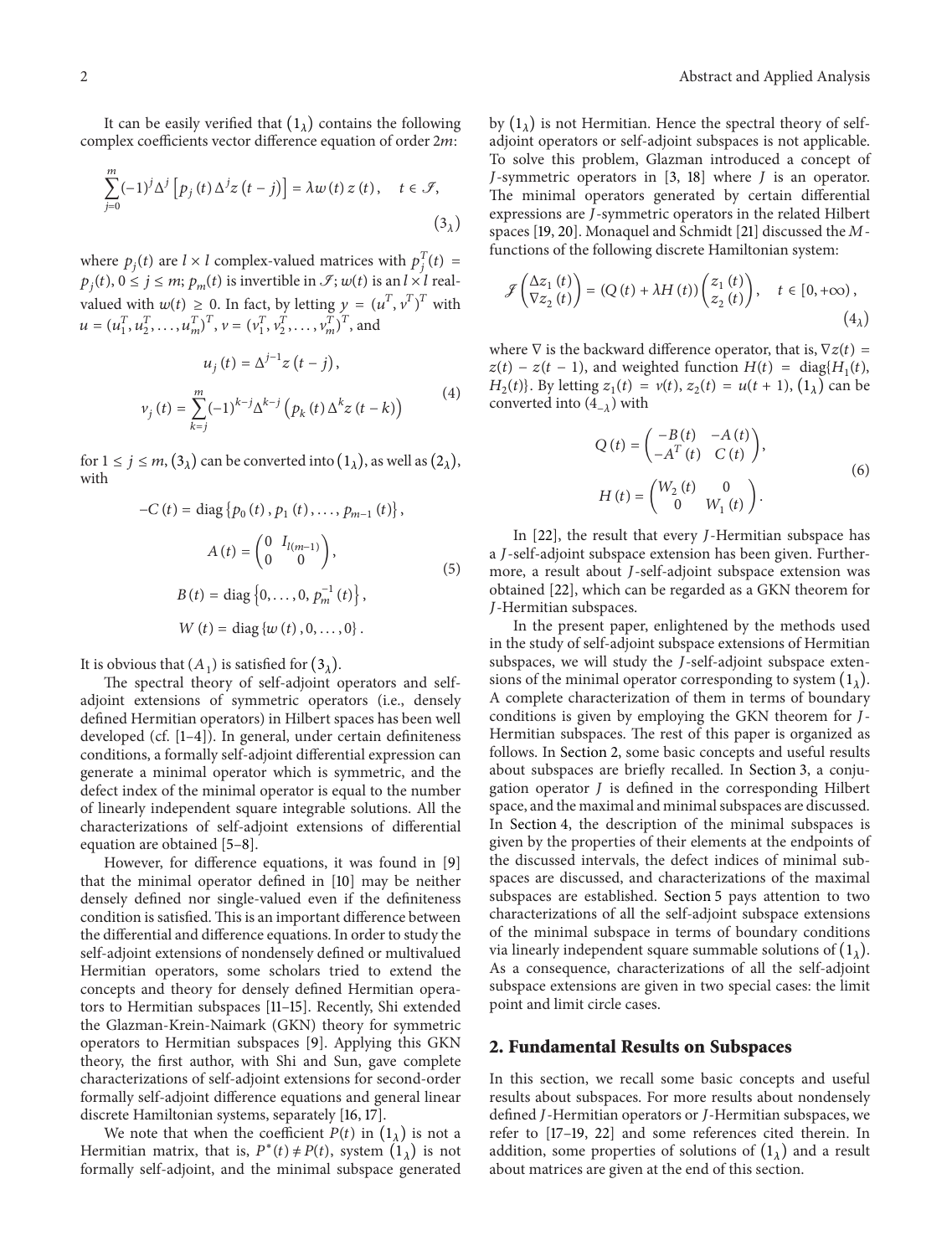It can be easily verified that $(1_\lambda)$ contains the following complex coefficients vector difference equation of order $2m$:

$$\sum_{j=0}^{m}(-1)^j\Delta^j\left[p_j(t)\Delta^j z(t-j)\right]=\lambda w(t)z(t),\quad t\in\mathcal{I},\tag{$3_\lambda$}$$

where $p_j(t)$ are $l\times l$ complex-valued matrices with $p_j^T(t)=p_j(t)$, $0\le j\le m$; $p_m(t)$ is invertible in $\mathcal{I}$; $w(t)$ is an $l\times l$ real-valued with $w(t)\ge 0$. In fact, by letting $y=(u^T,v^T)^T$ with $u=(u_1^T,u_2^T,\ldots,u_m^T)^T$, $v=(v_1^T,v_2^T,\ldots,v_m^T)^T$, and

$$\begin{aligned}u_j(t)&=\Delta^{j-1}z(t-j),\\ v_j(t)&=\sum_{k=j}^{m}(-1)^{k-j}\Delta^{k-j}\left(p_k(t)\Delta^k z(t-k)\right)\end{aligned}\tag{4}$$

for $1\le j\le m$, $(3_\lambda)$ can be converted into $(1_\lambda)$, as well as $(2_\lambda)$, with

$$\begin{aligned}-C(t)&=\operatorname{diag}\{p_0(t),p_1(t),\ldots,p_{m-1}(t)\},\\ A(t)&=\begin{pmatrix}0 & I_{l(m-1)}\\ 0 & 0\end{pmatrix},\\ B(t)&=\operatorname{diag}\{0,\ldots,0,p_m^{-1}(t)\},\\ W(t)&=\operatorname{diag}\{w(t),0,\ldots,0\}.\end{aligned}\tag{5}$$

It is obvious that $(A_1)$ is satisfied for $(3_\lambda)$.

The spectral theory of self-adjoint operators and self-adjoint extensions of symmetric operators (i.e., densely defined Hermitian operators) in Hilbert spaces has been well developed (cf. [1–4]). In general, under certain definiteness conditions, a formally self-adjoint differential expression can generate a minimal operator which is symmetric, and the defect index of the minimal operator is equal to the number of linearly independent square integrable solutions. All the characterizations of self-adjoint extensions of differential equation are obtained [5–8].

However, for difference equations, it was found in [9] that the minimal operator defined in [10] may be neither densely defined nor single-valued even if the definiteness condition is satisfied. This is an important difference between the differential and difference equations. In order to study the self-adjoint extensions of nondensely defined or multivalued Hermitian operators, some scholars tried to extend the concepts and theory for densely defined Hermitian operators to Hermitian subspaces [11–15]. Recently, Shi extended the Glazman-Krein-Naimark (GKN) theory for symmetric operators to Hermitian subspaces [9]. Applying this GKN theory, the first author, with Shi and Sun, gave complete characterizations of self-adjoint extensions for second-order formally self-adjoint difference equations and general linear discrete Hamiltonian systems, separately [16, 17].

We note that when the coefficient $P(t)$ in $(1_\lambda)$ is not a Hermitian matrix, that is, $P^*(t)\ne P(t)$, system $(1_\lambda)$ is not formally self-adjoint, and the minimal subspace generated by $(1_\lambda)$ is not Hermitian. Hence the spectral theory of self-adjoint operators or self-adjoint subspaces is not applicable. To solve this problem, Glazman introduced a concept of $J$-symmetric operators in [3, 18] where $J$ is an operator. The minimal operators generated by certain differential expressions are $J$-symmetric operators in the related Hilbert spaces [19, 20]. Monaquel and Schmidt [21] discussed the $M$-functions of the following discrete Hamiltonian system:

$$\mathcal{J}\begin{pmatrix}\Delta z_1(t)\\ \nabla z_2(t)\end{pmatrix}=(Q(t)+\lambda H(t))\begin{pmatrix}z_1(t)\\ z_2(t)\end{pmatrix},\quad t\in[0,+\infty),\tag{$4_\lambda$}$$

where $\nabla$ is the backward difference operator, that is, $\nabla z(t)=z(t)-z(t-1)$, and weighted function $H(t)=\operatorname{diag}\{H_1(t),H_2(t)\}$. By letting $z_1(t)=v(t)$, $z_2(t)=u(t+1)$, $(1_\lambda)$ can be converted into $(4_{-\lambda})$ with

$$\begin{aligned}Q(t)&=\begin{pmatrix}-B(t) & -A(t)\\ -A^T(t) & C(t)\end{pmatrix},\\ H(t)&=\begin{pmatrix}W_2(t) & 0\\ 0 & W_1(t)\end{pmatrix}.\end{aligned}\tag{6}$$

In [22], the result that every $J$-Hermitian subspace has a $J$-self-adjoint subspace extension has been given. Furthermore, a result about $J$-self-adjoint subspace extension was obtained [22], which can be regarded as a GKN theorem for $J$-Hermitian subspaces.

In the present paper, enlightened by the methods used in the study of self-adjoint subspace extensions of Hermitian subspaces, we will study the $J$-self-adjoint subspace extensions of the minimal operator corresponding to system $(1_\lambda)$. A complete characterization of them in terms of boundary conditions is given by employing the GKN theorem for $J$-Hermitian subspaces. The rest of this paper is organized as follows. In Section 2, some basic concepts and useful results about subspaces are briefly recalled. In Section 3, a conjugation operator $J$ is defined in the corresponding Hilbert space, and the maximal and minimal subspaces are discussed. In Section 4, the description of the minimal subspaces is given by the properties of their elements at the endpoints of the discussed intervals, the defect indices of minimal subspaces are discussed, and characterizations of the maximal subspaces are established. Section 5 pays attention to two characterizations of all the self-adjoint subspace extensions of the minimal subspace in terms of boundary conditions via linearly independent square summable solutions of $(1_\lambda)$. As a consequence, characterizations of all the self-adjoint subspace extensions are given in two special cases: the limit point and limit circle cases.

## 2. Fundamental Results on Subspaces

In this section, we recall some basic concepts and useful results about subspaces. For more results about nondensely defined $J$-Hermitian operators or $J$-Hermitian subspaces, we refer to [17–19, 22] and some references cited therein. In addition, some properties of solutions of $(1_\lambda)$ and a result about matrices are given at the end of this section.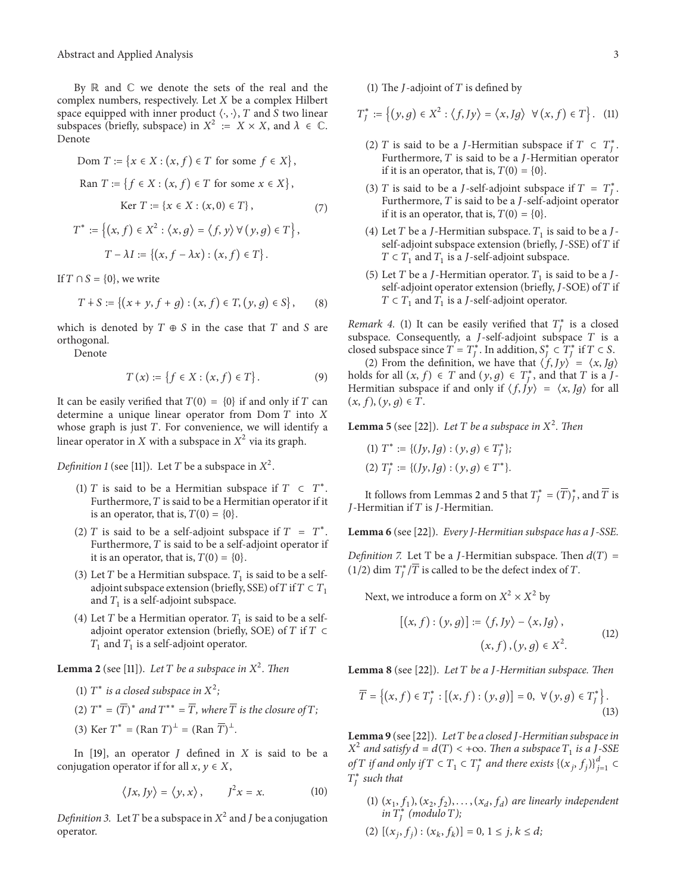By $\mathbb{R}$ and $\mathbb{C}$ we denote the sets of the real and the complex numbers, respectively. Let $X$ be a complex Hilbert space equipped with inner product $\langle\cdot,\cdot\rangle$, $T$ and $S$ two linear subspaces (briefly, subspace) in $X^2 := X \times X$, and $\lambda \in \mathbb{C}$. Denote

$$
\begin{gathered}
\operatorname{Dom} T := \{x \in X : (x, f) \in T \text{ for some } f \in X\}, \\
\operatorname{Ran} T := \{f \in X : (x, f) \in T \text{ for some } x \in X\}, \\
\operatorname{Ker} T := \{x \in X : (x, 0) \in T\}, \\
T^* := \{(x, f) \in X^2 : \langle x, g\rangle = \langle f, y\rangle \; \forall (y, g) \in T\}, \\
T - \lambda I := \{(x, f - \lambda x) : (x, f) \in T\}.
\end{gathered} \tag{7}
$$

If $T \cap S = \{0\}$, we write

$$
T \dotplus S := \{(x + y, f + g) : (x, f) \in T, (y, g) \in S\}, \tag{8}
$$

which is denoted by $T \oplus S$ in the case that $T$ and $S$ are orthogonal.

Denote

$$
T(x) := \{f \in X : (x, f) \in T\}. \tag{9}
$$

It can be easily verified that $T(0) = \{0\}$ if and only if $T$ can determine a unique linear operator from $\operatorname{Dom} T$ into $X$ whose graph is just $T$. For convenience, we will identify a linear operator in $X$ with a subspace in $X^2$ via its graph.

*Definition 1* (see [11]). Let $T$ be a subspace in $X^2$.

(1) $T$ is said to be a Hermitian subspace if $T \subset T^*$. Furthermore, $T$ is said to be a Hermitian operator if it is an operator, that is, $T(0) = \{0\}$.

(2) $T$ is said to be a self-adjoint subspace if $T = T^*$. Furthermore, $T$ is said to be a self-adjoint operator if it is an operator, that is, $T(0) = \{0\}$.

(3) Let $T$ be a Hermitian subspace. $T_1$ is said to be a self-adjoint subspace extension (briefly, SSE) of $T$ if $T \subset T_1$ and $T_1$ is a self-adjoint subspace.

(4) Let $T$ be a Hermitian operator. $T_1$ is said to be a self-adjoint operator extension (briefly, SOE) of $T$ if $T \subset T_1$ and $T_1$ is a self-adjoint operator.

**Lemma 2** (see [11]). *Let $T$ be a subspace in $X^2$. Then*

(1) *$T^*$ is a closed subspace in $X^2$;*

(2) *$T^* = (\overline{T})^*$ and $T^{**} = \overline{T}$, where $\overline{T}$ is the closure of $T$;*

(3) *$\operatorname{Ker} T^* = (\operatorname{Ran} T)^\perp = (\operatorname{Ran} \overline{T})^\perp$.*

In [19], an operator $J$ defined in $X$ is said to be a conjugation operator if for all $x, y \in X$,

$$
\langle Jx, Jy\rangle = \langle y, x\rangle, \qquad J^2 x = x. \tag{10}
$$

*Definition 3.* Let $T$ be a subspace in $X^2$ and $J$ be a conjugation operator.

(1) The $J$-adjoint of $T$ is defined by

$$
T_J^* := \{(y, g) \in X^2 : \langle f, Jy\rangle = \langle x, Jg\rangle \;\; \forall (x, f) \in T\}. \tag{11}
$$

(2) $T$ is said to be a $J$-Hermitian subspace if $T \subset T_J^*$. Furthermore, $T$ is said to be a $J$-Hermitian operator if it is an operator, that is, $T(0) = \{0\}$.

(3) $T$ is said to be a $J$-self-adjoint subspace if $T = T_J^*$. Furthermore, $T$ is said to be a $J$-self-adjoint operator if it is an operator, that is, $T(0) = \{0\}$.

(4) Let $T$ be a $J$-Hermitian subspace. $T_1$ is said to be a $J$-self-adjoint subspace extension (briefly, $J$-SSE) of $T$ if $T \subset T_1$ and $T_1$ is a $J$-self-adjoint subspace.

(5) Let $T$ be a $J$-Hermitian operator. $T_1$ is said to be a $J$-self-adjoint operator extension (briefly, $J$-SOE) of $T$ if $T \subset T_1$ and $T_1$ is a $J$-self-adjoint operator.

*Remark 4.* (1) It can be easily verified that $T_J^*$ is a closed subspace. Consequently, a $J$-self-adjoint subspace $T$ is a closed subspace since $T = T_J^*$. In addition, $S_J^* \subset T_J^*$ if $T \subset S$.

(2) From the definition, we have that $\langle f, Jy\rangle = \langle x, Jg\rangle$ holds for all $(x, f) \in T$ and $(y, g) \in T_J^*$, and that $T$ is a $J$-Hermitian subspace if and only if $\langle f, Jy\rangle = \langle x, Jg\rangle$ for all $(x, f), (y, g) \in T$.

**Lemma 5** (see [22]). *Let $T$ be a subspace in $X^2$. Then*

(1) *$T^* := \{(Jy, Jg) : (y, g) \in T_J^*\}$;*

(2) *$T_J^* := \{(Jy, Jg) : (y, g) \in T^*\}$.*

It follows from Lemmas 2 and 5 that $T_J^* = (\overline{T})_J^*$, and $\overline{T}$ is $J$-Hermitian if $T$ is $J$-Hermitian.

**Lemma 6** (see [22]). *Every $J$-Hermitian subspace has a $J$-SSE.*

*Definition 7.* Let T be a $J$-Hermitian subspace. Then $d(T) = (1/2) \dim T_J^*/\overline{T}$ is called to be the defect index of $T$.

Next, we introduce a form on $X^2 \times X^2$ by

$$
\begin{gathered}
[(x, f) : (y, g)] := \langle f, Jy\rangle - \langle x, Jg\rangle, \\
(x, f), (y, g) \in X^2.
\end{gathered} \tag{12}
$$

**Lemma 8** (see [22]). *Let $T$ be a $J$-Hermitian subspace. Then*

$$
\overline{T} = \{(x, f) \in T_J^* : [(x, f) : (y, g)] = 0, \;\forall (y, g) \in T_J^*\}. \tag{13}
$$

**Lemma 9** (see [22]). *Let $T$ be a closed $J$-Hermitian subspace in $X^2$ and satisfy $d = d(T) < +\infty$. Then a subspace $T_1$ is a $J$-SSE of $T$ if and only if $T \subset T_1 \subset T_J^*$ and there exists $\{(x_j, f_j)\}_{j=1}^d \subset T_J^*$ such that*

(1) *$(x_1, f_1), (x_2, f_2), \ldots, (x_d, f_d)$ are linearly independent in $T_J^*$ (modulo $T$);*

(2) *$[(x_j, f_j) : (x_k, f_k)] = 0$, $1 \le j, k \le d$;*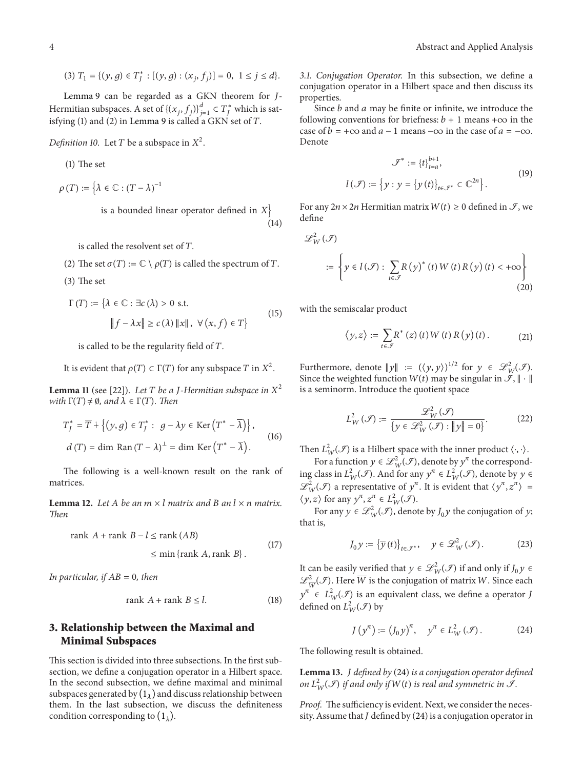(3) $T_1 = \{(y,g) \in T_J^* : [(y,g):(x_j,f_j)] = 0,\ 1 \le j \le d\}$.

Lemma 9 can be regarded as a GKN theorem for $J$-Hermitian subspaces. A set of $\{(x_j,f_j)\}_{j=1}^d \subset T_J^*$ which is satisfying (1) and (2) in Lemma 9 is called a GKN set of $T$.

*Definition 10.* Let $T$ be a subspace in $X^2$.

(1) The set

$$\rho(T) := \{\lambda \in \mathbb{C} : (T-\lambda)^{-1} \text{ is a bounded linear operator defined in } X\} \tag{14}$$

is called the resolvent set of $T$.

(2) The set $\sigma(T) := \mathbb{C} \setminus \rho(T)$ is called the spectrum of $T$.

(3) The set

$$\Gamma(T) := \{\lambda \in \mathbb{C} : \exists c(\lambda) > 0 \text{ s.t. } \|f - \lambda x\| \ge c(\lambda)\|x\|,\ \forall (x,f) \in T\} \tag{15}$$

is called to be the regularity field of $T$.

It is evident that $\rho(T) \subset \Gamma(T)$ for any subspace $T$ in $X^2$.

**Lemma 11** (see [22]). *Let $T$ be a $J$-Hermitian subspace in $X^2$ with $\Gamma(T) \neq \emptyset$, and $\lambda \in \Gamma(T)$. Then*

$$T_J^* = \overline{T} \dotplus \{(y,g) \in T_J^* : g - \lambda y \in \operatorname{Ker}(T^* - \overline{\lambda})\},$$
$$d(T) = \dim \operatorname{Ran}(T-\lambda)^{\perp} = \dim \operatorname{Ker}(T^* - \overline{\lambda}). \tag{16}$$

The following is a well-known result on the rank of matrices.

**Lemma 12.** *Let $A$ be an $m \times l$ matrix and $B$ an $l \times n$ matrix. Then*

$$\operatorname{rank} A + \operatorname{rank} B - l \le \operatorname{rank}(AB) \le \min\{\operatorname{rank} A, \operatorname{rank} B\}. \tag{17}$$

*In particular, if $AB = 0$, then*

$$\operatorname{rank} A + \operatorname{rank} B \le l. \tag{18}$$

## 3. Relationship between the Maximal and Minimal Subspaces

This section is divided into three subsections. In the first subsection, we define a conjugation operator in a Hilbert space. In the second subsection, we define maximal and minimal subspaces generated by $(1_\lambda)$ and discuss relationship between them. In the last subsection, we discuss the definiteness condition corresponding to $(1_\lambda)$.

*3.1. Conjugation Operator.* In this subsection, we define a conjugation operator in a Hilbert space and then discuss its properties.

Since $b$ and $a$ may be finite or infinite, we introduce the following conventions for briefness: $b+1$ means $+\infty$ in the case of $b = +\infty$ and $a-1$ means $-\infty$ in the case of $a = -\infty$. Denote

$$\mathcal{I}^* := \{t\}_{t=a}^{b+1},$$
$$l(\mathcal{I}) := \{y : y = \{y(t)\}_{t \in \mathcal{I}^*} \subset \mathbb{C}^{2n}\}. \tag{19}$$

For any $2n \times 2n$ Hermitian matrix $W(t) \ge 0$ defined in $\mathcal{I}$, we define

$$\mathcal{L}_W^2(\mathcal{I}) := \left\{ y \in l(\mathcal{I}) : \sum_{t \in \mathcal{I}} R(y)^*(t) W(t) R(y)(t) < +\infty \right\} \tag{20}$$

with the semiscalar product

$$\langle y, z \rangle := \sum_{t \in \mathcal{I}} R^*(z)(t) W(t) R(y)(t). \tag{21}$$

Furthermore, denote $\|y\| := (\langle y, y \rangle)^{1/2}$ for $y \in \mathcal{L}_W^2(\mathcal{I})$. Since the weighted function $W(t)$ may be singular in $\mathcal{I}$, $\|\cdot\|$ is a seminorm. Introduce the quotient space

$$L_W^2(\mathcal{I}) := \frac{\mathcal{L}_W^2(\mathcal{I})}{\{y \in \mathcal{L}_W^2(\mathcal{I}) : \|y\| = 0\}}. \tag{22}$$

Then $L_W^2(\mathcal{I})$ is a Hilbert space with the inner product $\langle \cdot, \cdot \rangle$.

For a function $y \in \mathcal{L}_W^2(\mathcal{I})$, denote by $y^\pi$ the corresponding class in $L_W^2(\mathcal{I})$. And for any $y^\pi \in L_W^2(\mathcal{I})$, denote by $y \in \mathcal{L}_W^2(\mathcal{I})$ a representative of $y^\pi$. It is evident that $\langle y^\pi, z^\pi \rangle = \langle y, z \rangle$ for any $y^\pi, z^\pi \in L_W^2(\mathcal{I})$.

For any $y \in \mathcal{L}_W^2(\mathcal{I})$, denote by $J_0 y$ the conjugation of $y$; that is,

$$J_0 y := \{\overline{y}(t)\}_{t \in \mathcal{I}^*}, \quad y \in \mathcal{L}_W^2(\mathcal{I}). \tag{23}$$

It can be easily verified that $y \in \mathcal{L}_W^2(\mathcal{I})$ if and only if $J_0 y \in \mathcal{L}_{\overline{W}}^2(\mathcal{I})$. Here $\overline{W}$ is the conjugation of matrix $W$. Since each $y^\pi \in L_W^2(\mathcal{I})$ is an equivalent class, we define a operator $J$ defined on $L_W^2(\mathcal{I})$ by

$$J(y^\pi) := (J_0 y)^\pi, \quad y^\pi \in L_W^2(\mathcal{I}). \tag{24}$$

The following result is obtained.

**Lemma 13.** *$J$ defined by (24) is a conjugation operator defined on $L_W^2(\mathcal{I})$ if and only if $W(t)$ is real and symmetric in $\mathcal{I}$.*

*Proof.* The sufficiency is evident. Next, we consider the necessity. Assume that $J$ defined by (24) is a conjugation operator in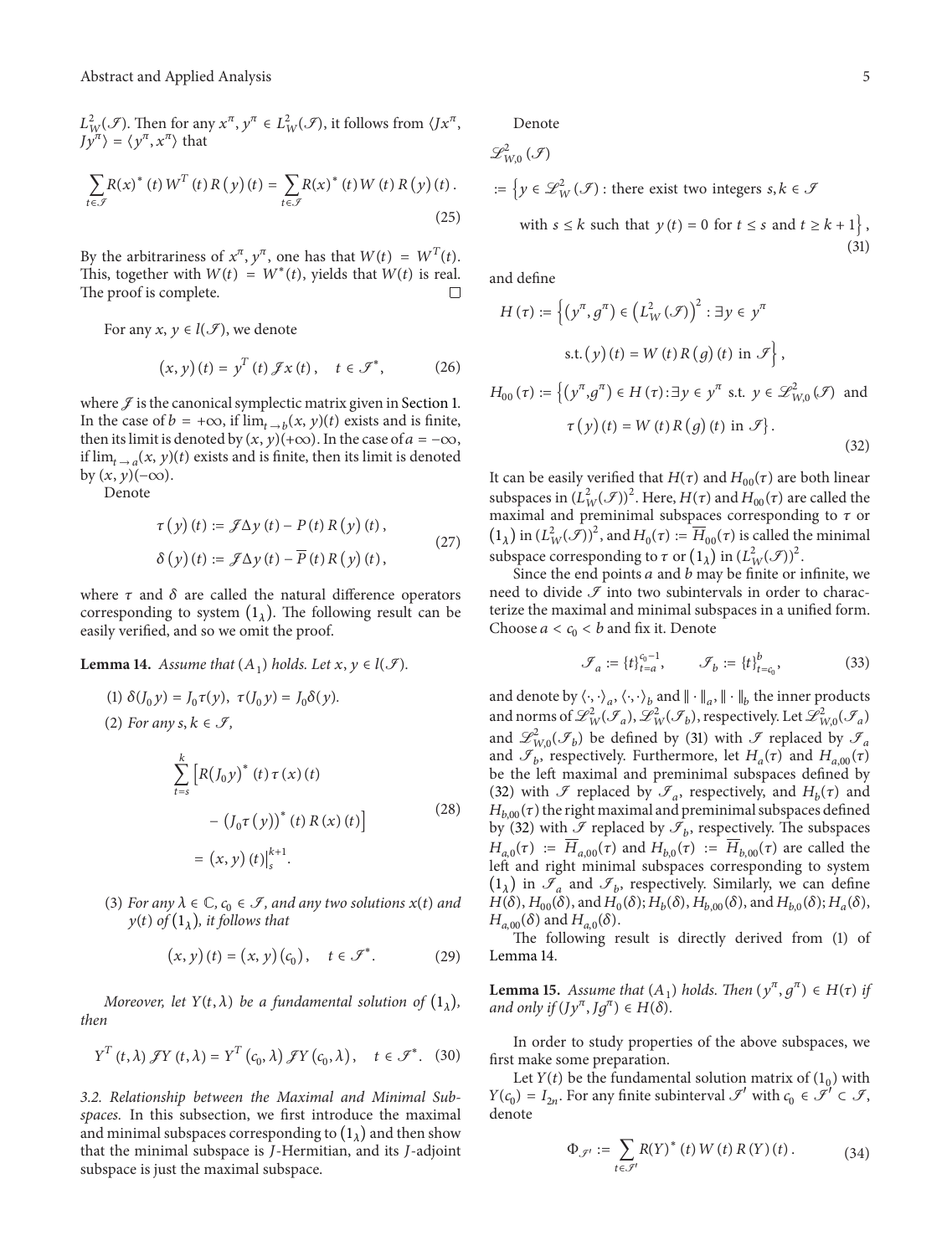$L^2_W(\mathcal{I})$. Then for any $x^\pi, y^\pi \in L^2_W(\mathcal{I})$, it follows from $\langle Jx^\pi, Jy^\pi\rangle = \langle y^\pi, x^\pi\rangle$ that

$$\sum_{t\in\mathcal{I}} R(x)^*(t) W^T(t) R(y)(t) = \sum_{t\in\mathcal{I}} R(x)^*(t) W(t) R(y)(t). \tag{25}$$

By the arbitrariness of $x^\pi, y^\pi$, one has that $W(t) = W^T(t)$. This, together with $W(t) = W^*(t)$, yields that $W(t)$ is real. The proof is complete. □

For any $x, y \in l(\mathcal{I})$, we denote

$$(x, y)(t) = y^T(t)\mathcal{J}x(t), \quad t \in \mathcal{I}^*, \tag{26}$$

where $\mathcal{J}$ is the canonical symplectic matrix given in Section 1. In the case of $b = +\infty$, if $\lim_{t\to b}(x, y)(t)$ exists and is finite, then its limit is denoted by $(x, y)(+\infty)$. In the case of $a = -\infty$, if $\lim_{t\to a}(x, y)(t)$ exists and is finite, then its limit is denoted by $(x, y)(-\infty)$.

Denote

$$\begin{aligned}\tau(y)(t) &:= \mathcal{J}\Delta y(t) - P(t)R(y)(t),\\ \delta(y)(t) &:= \mathcal{J}\Delta y(t) - \overline{P}(t)R(y)(t),\end{aligned} \tag{27}$$

where $\tau$ and $\delta$ are called the natural difference operators corresponding to system $(1_\lambda)$. The following result can be easily verified, and so we omit the proof.

**Lemma 14.** *Assume that $(A_1)$ holds. Let $x, y \in l(\mathcal{I})$.*

(1) $\delta(J_0 y) = J_0\tau(y)$, $\tau(J_0 y) = J_0\delta(y)$.

(2) *For any $s, k \in \mathcal{I}$,*

$$\begin{aligned}\sum_{t=s}^{k}\Big[R(J_0 y)^*(t)\tau(x)(t) &- (J_0\tau(y))^*(t)R(x)(t)\Big]\\ &= (x, y)(t)\big|_s^{k+1}.\end{aligned} \tag{28}$$

(3) *For any $\lambda \in \mathbb{C}$, $c_0 \in \mathcal{I}$, and any two solutions $x(t)$ and $y(t)$ of $(1_\lambda)$, it follows that*

$$(x, y)(t) = (x, y)(c_0), \quad t \in \mathcal{I}^*. \tag{29}$$

*Moreover, let $Y(t,\lambda)$ be a fundamental solution of $(1_\lambda)$, then*

$$Y^T(t,\lambda)\mathcal{J}Y(t,\lambda) = Y^T(c_0,\lambda)\mathcal{J}Y(c_0,\lambda), \quad t \in \mathcal{I}^*. \tag{30}$$

*3.2. Relationship between the Maximal and Minimal Subspaces.* In this subsection, we first introduce the maximal and minimal subspaces corresponding to $(1_\lambda)$ and then show that the minimal subspace is $J$-Hermitian, and its $J$-adjoint subspace is just the maximal subspace.

Denote

$$\begin{aligned}&\mathcal{L}^2_{W,0}(\mathcal{I})\\ &:= \big\{y \in \mathcal{L}^2_W(\mathcal{I}) : \text{there exist two integers } s, k \in \mathcal{I}\\ &\qquad \text{with } s \le k \text{ such that } y(t) = 0 \text{ for } t \le s \text{ and } t \ge k+1\big\},\end{aligned} \tag{31}$$

and define

$$\begin{aligned}H(\tau) &:= \big\{(y^\pi, g^\pi) \in (L^2_W(\mathcal{I}))^2 : \exists y \in y^\pi\\ &\qquad \text{s.t. } (y)(t) = W(t)R(g)(t) \text{ in } \mathcal{I}\big\},\\ H_{00}(\tau) &:= \big\{(y^\pi, g^\pi) \in H(\tau) : \exists y \in y^\pi \text{ s.t. } y \in \mathcal{L}^2_{W,0}(\mathcal{I}) \text{ and}\\ &\qquad \tau(y)(t) = W(t)R(g)(t) \text{ in } \mathcal{I}\big\}.\end{aligned} \tag{32}$$

It can be easily verified that $H(\tau)$ and $H_{00}(\tau)$ are both linear subspaces in $(L^2_W(\mathcal{I}))^2$. Here, $H(\tau)$ and $H_{00}(\tau)$ are called the maximal and preminimal subspaces corresponding to $\tau$ or $(1_\lambda)$ in $(L^2_W(\mathcal{I}))^2$, and $H_0(\tau) := \overline{H}_{00}(\tau)$ is called the minimal subspace corresponding to $\tau$ or $(1_\lambda)$ in $(L^2_W(\mathcal{I}))^2$.

Since the end points $a$ and $b$ may be finite or infinite, we need to divide $\mathcal{I}$ into two subintervals in order to characterize the maximal and minimal subspaces in a unified form. Choose $a < c_0 < b$ and fix it. Denote

$$\mathcal{I}_a := \{t\}_{t=a}^{c_0-1}, \qquad \mathcal{I}_b := \{t\}_{t=c_0}^{b}, \tag{33}$$

and denote by $\langle\cdot,\cdot\rangle_a$, $\langle\cdot,\cdot\rangle_b$ and $\|\cdot\|_a$, $\|\cdot\|_b$ the inner products and norms of $\mathcal{L}^2_W(\mathcal{I}_a)$, $\mathcal{L}^2_W(\mathcal{I}_b)$, respectively. Let $\mathcal{L}^2_{W,0}(\mathcal{I}_a)$ and $\mathcal{L}^2_{W,0}(\mathcal{I}_b)$ be defined by (31) with $\mathcal{I}$ replaced by $\mathcal{I}_a$ and $\mathcal{I}_b$, respectively. Furthermore, let $H_a(\tau)$ and $H_{a,00}(\tau)$ be the left maximal and preminimal subspaces defined by (32) with $\mathcal{I}$ replaced by $\mathcal{I}_a$, respectively, and $H_b(\tau)$ and $H_{b,00}(\tau)$ the right maximal and preminimal subspaces defined by (32) with $\mathcal{I}$ replaced by $\mathcal{I}_b$, respectively. The subspaces $H_{a,0}(\tau) := \overline{H}_{a,00}(\tau)$ and $H_{b,0}(\tau) := \overline{H}_{b,00}(\tau)$ are called the left and right minimal subspaces corresponding to system $(1_\lambda)$ in $\mathcal{I}_a$ and $\mathcal{I}_b$, respectively. Similarly, we can define $H(\delta)$, $H_{00}(\delta)$, and $H_0(\delta)$; $H_b(\delta)$, $H_{b,00}(\delta)$, and $H_{b,0}(\delta)$; $H_a(\delta)$, $H_{a,00}(\delta)$ and $H_{a,0}(\delta)$.

The following result is directly derived from (1) of Lemma 14.

**Lemma 15.** *Assume that $(A_1)$ holds. Then $(y^\pi, g^\pi) \in H(\tau)$ if and only if $(Jy^\pi, Jg^\pi) \in H(\delta)$.*

In order to study properties of the above subspaces, we first make some preparation.

Let $Y(t)$ be the fundamental solution matrix of $(1_0)$ with $Y(c_0) = I_{2n}$. For any finite subinterval $\mathcal{I}'$ with $c_0 \in \mathcal{I}' \subset \mathcal{I}$, denote

$$\Phi_{\mathcal{I}'} := \sum_{t\in\mathcal{I}'} R(Y)^*(t) W(t) R(Y)(t). \tag{34}$$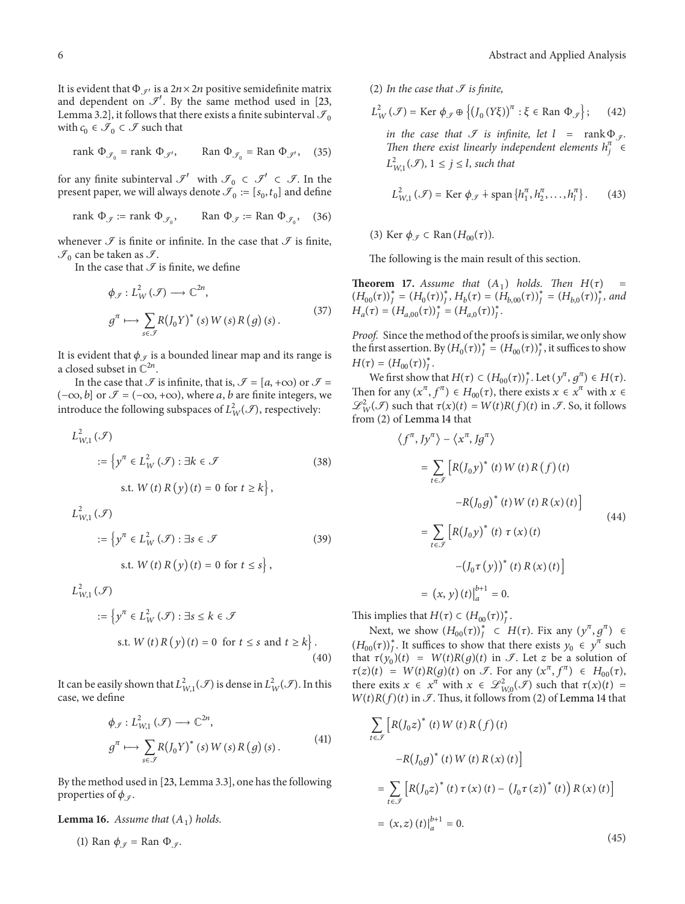It is evident that $\Phi_{\mathcal{J}'}$ is a $2n\times 2n$ positive semidefinite matrix and dependent on $\mathcal{J}'$. By the same method used in [23, Lemma 3.2], it follows that there exists a finite subinterval $\mathcal{J}_0$ with $c_0 \in \mathcal{J}_0 \subset \mathcal{J}$ such that

$$\operatorname{rank}\Phi_{\mathcal{J}_0} = \operatorname{rank}\Phi_{\mathcal{J}'}, \qquad \operatorname{Ran}\Phi_{\mathcal{J}_0} = \operatorname{Ran}\Phi_{\mathcal{J}'}, \quad (35)$$

for any finite subinterval $\mathcal{J}'$ with $\mathcal{J}_0 \subset \mathcal{J}' \subset \mathcal{J}$. In the present paper, we will always denote $\mathcal{J}_0 := [s_0, t_0]$ and define

$$\operatorname{rank}\Phi_{\mathcal{J}} := \operatorname{rank}\Phi_{\mathcal{J}_0}, \qquad \operatorname{Ran}\Phi_{\mathcal{J}} := \operatorname{Ran}\Phi_{\mathcal{J}_0}, \quad (36)$$

whenever $\mathcal{J}$ is finite or infinite. In the case that $\mathcal{J}$ is finite, $\mathcal{J}_0$ can be taken as $\mathcal{J}$.

In the case that $\mathcal{J}$ is finite, we define

$$\begin{aligned}\phi_{\mathcal{J}} &: L^2_W(\mathcal{J}) \longrightarrow \mathbb{C}^{2n},\\ g^\pi &\longmapsto \sum_{s\in\mathcal{J}} R(J_0Y)^*(s)\, W(s)\, R(g)(s).\end{aligned} \quad (37)$$

It is evident that $\phi_{\mathcal{J}}$ is a bounded linear map and its range is a closed subset in $\mathbb{C}^{2n}$.

In the case that $\mathcal{J}$ is infinite, that is, $\mathcal{J} = [a, +\infty)$ or $\mathcal{J} = (-\infty, b]$ or $\mathcal{J} = (-\infty, +\infty)$, where $a$, $b$ are finite integers, we introduce the following subspaces of $L^2_W(\mathcal{J})$, respectively:

$$L^2_{W,1}(\mathcal{J}) := \left\{y^\pi \in L^2_W(\mathcal{J}) : \exists k \in \mathcal{J} \text{ s.t. } W(t)R(y)(t) = 0 \text{ for } t \ge k\right\}, \quad (38)$$

$$L^2_{W,1}(\mathcal{J}) := \left\{y^\pi \in L^2_W(\mathcal{J}) : \exists s \in \mathcal{J} \text{ s.t. } W(t)R(y)(t) = 0 \text{ for } t \le s\right\}, \quad (39)$$

$$L^2_{W,1}(\mathcal{J}) := \left\{y^\pi \in L^2_W(\mathcal{J}) : \exists s \le k \in \mathcal{J} \text{ s.t. } W(t)R(y)(t) = 0 \text{ for } t \le s \text{ and } t \ge k\right\}. \quad (40)$$

It can be easily shown that $L^2_{W,1}(\mathcal{J})$ is dense in $L^2_W(\mathcal{J})$. In this case, we define

$$\begin{aligned}\phi_{\mathcal{J}} &: L^2_{W,1}(\mathcal{J}) \longrightarrow \mathbb{C}^{2n},\\ g^\pi &\longmapsto \sum_{s\in\mathcal{J}} R(J_0Y)^*(s)\, W(s)\, R(g)(s).\end{aligned} \quad (41)$$

By the method used in [23, Lemma 3.3], one has the following properties of $\phi_{\mathcal{J}}$.

**Lemma 16.** *Assume that* $(A_1)$ *holds.*

(1) $\operatorname{Ran}\phi_{\mathcal{J}} = \operatorname{Ran}\Phi_{\mathcal{J}}$.

(2) *In the case that* $\mathcal{J}$ *is finite,*

$$L^2_W(\mathcal{J}) = \operatorname{Ker}\phi_{\mathcal{J}} \oplus \left\{(J_0(Y\xi))^\pi : \xi \in \operatorname{Ran}\Phi_{\mathcal{J}}\right\}; \quad (42)$$

*in the case that* $\mathcal{J}$ *is infinite, let* $l = \operatorname{rank}\Phi_{\mathcal{J}}$. *Then there exist linearly independent elements* $h^\pi_j \in L^2_{W,1}(\mathcal{J})$, $1 \le j \le l$, *such that*

$$L^2_{W,1}(\mathcal{J}) = \operatorname{Ker}\phi_{\mathcal{J}} \dotplus \operatorname{span}\{h^\pi_1, h^\pi_2, \ldots, h^\pi_l\}. \quad (43)$$

(3) $\operatorname{Ker}\phi_{\mathcal{J}} \subset \operatorname{Ran}(H_{00}(\tau))$.

The following is the main result of this section.

**Theorem 17.** *Assume that* $(A_1)$ *holds. Then* $H(\tau) = (H_{00}(\tau))^*_J = (H_0(\tau))^*_J$, $H_b(\tau) = (H_{b,00}(\tau))^*_J = (H_{b,0}(\tau))^*_J$, *and* $H_a(\tau) = (H_{a,00}(\tau))^*_J = (H_{a,0}(\tau))^*_J$.

*Proof.* Since the method of the proofs is similar, we only show the first assertion. By $(H_0(\tau))^*_J = (H_{00}(\tau))^*_J$, it suffices to show $H(\tau) = (H_{00}(\tau))^*_J$.

We first show that $H(\tau) \subset (H_{00}(\tau))^*_J$. Let $(y^\pi, g^\pi) \in H(\tau)$. Then for any $(x^\pi, f^\pi) \in H_{00}(\tau)$, there exists $x \in x^\pi$ with $x \in \mathcal{L}^2_W(\mathcal{J})$ such that $\tau(x)(t) = W(t)R(f)(t)$ in $\mathcal{J}$. So, it follows from (2) of Lemma 14 that

$$\begin{aligned}\langle f^\pi, Jy^\pi\rangle - \langle x^\pi, Jg^\pi\rangle &= \sum_{t\in\mathcal{J}}\left[R(J_0y)^*(t)\,W(t)\,R(f)(t) - R(J_0g)^*(t)\,W(t)\,R(x)(t)\right]\\ &= \sum_{t\in\mathcal{J}}\left[R(J_0y)^*(t)\,\tau(x)(t) - (J_0\tau(y))^*(t)\,R(x)(t)\right]\\ &= (x,y)(t)\big|_a^{b+1} = 0.\end{aligned} \quad (44)$$

This implies that $H(\tau) \subset (H_{00}(\tau))^*_J$.

Next, we show $(H_{00}(\tau))^*_J \subset H(\tau)$. Fix any $(y^\pi, g^\pi) \in (H_{00}(\tau))^*_J$. It suffices to show that there exists $y_0 \in y^\pi$ such that $\tau(y_0)(t) = W(t)R(g)(t)$ in $\mathcal{J}$. Let $z$ be a solution of $\tau(z)(t) = W(t)R(g)(t)$ on $\mathcal{J}$. For any $(x^\pi, f^\pi) \in H_{00}(\tau)$, there exits $x \in x^\pi$ with $x \in \mathcal{L}^2_{W,0}(\mathcal{J})$ such that $\tau(x)(t) = W(t)R(f)(t)$ in $\mathcal{J}$. Thus, it follows from (2) of Lemma 14 that

$$\begin{aligned}&\sum_{t\in\mathcal{J}}\left[R(J_0z)^*(t)\,W(t)\,R(f)(t) - R(J_0g)^*(t)\,W(t)\,R(x)(t)\right]\\ &= \sum_{t\in\mathcal{J}}\left[R(J_0z)^*(t)\,\tau(x)(t) - (J_0\tau(z))^*(t)\right)R(x)(t)\Big]\\ &= (x,z)(t)\big|_a^{b+1} = 0.\end{aligned} \quad (45)$$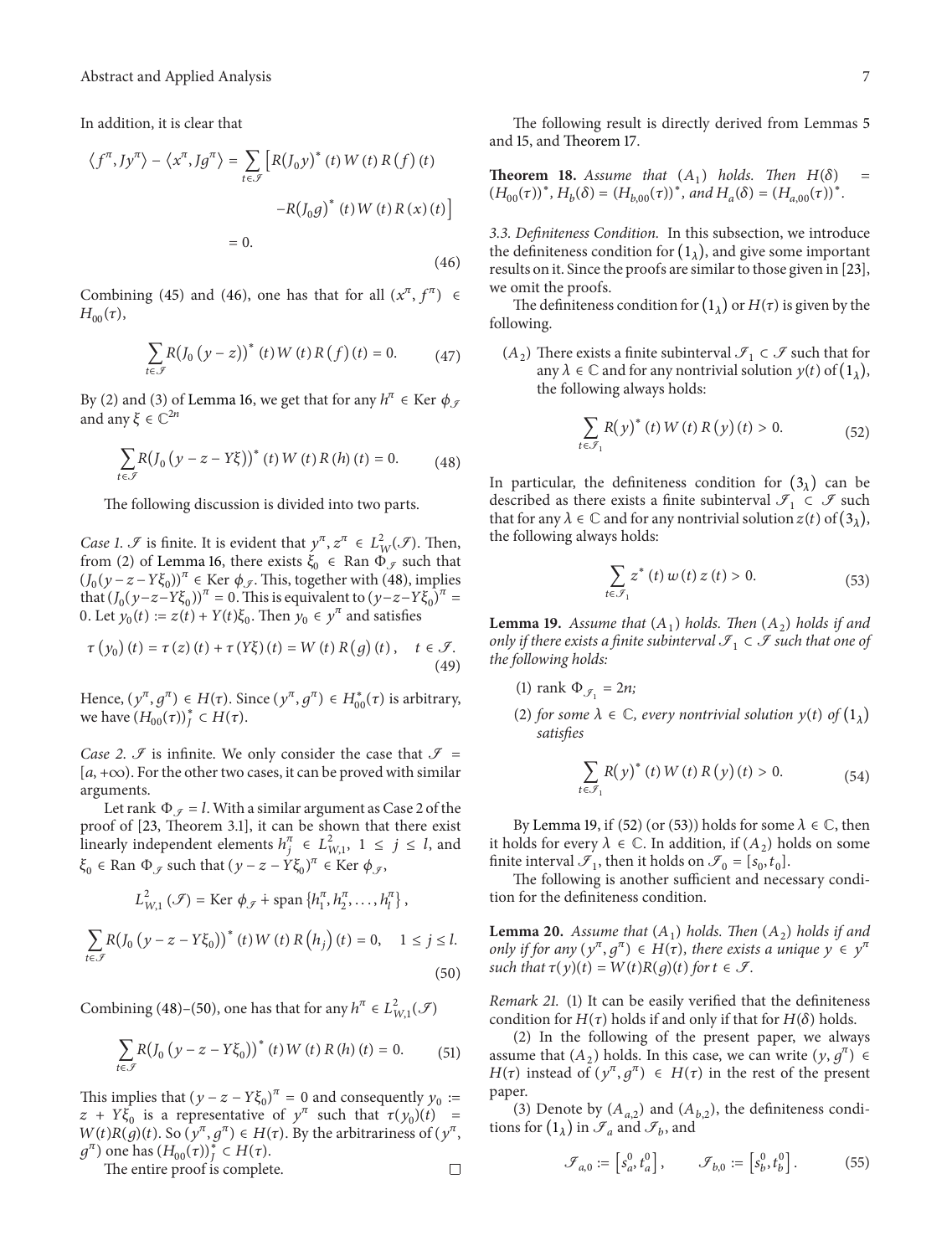In addition, it is clear that

$$\langle f^\pi, Jy^\pi\rangle - \langle x^\pi, Jg^\pi\rangle = \sum_{t\in\mathcal{J}} \left[ R(J_0 y)^* (t) W(t) R(f)(t) - R(J_0 g)^* (t) W(t) R(x)(t) \right] = 0. \tag{46}$$

Combining (45) and (46), one has that for all $(x^\pi, f^\pi) \in H_{00}(\tau)$,

$$\sum_{t\in\mathcal{J}} R(J_0(y-z))^* (t) W(t) R(f)(t) = 0. \tag{47}$$

By (2) and (3) of Lemma 16, we get that for any $h^\pi \in \operatorname{Ker} \phi_{\mathcal{J}}$ and any $\xi \in \mathbb{C}^{2n}$

$$\sum_{t\in\mathcal{J}} R(J_0(y-z-Y\xi))^* (t) W(t) R(h)(t) = 0. \tag{48}$$

The following discussion is divided into two parts.

*Case 1.* $\mathcal{J}$ is finite. It is evident that $y^\pi, z^\pi \in L^2_W(\mathcal{J})$. Then, from (2) of Lemma 16, there exists $\xi_0 \in \operatorname{Ran} \Phi_{\mathcal{J}}$ such that $(J_0(y-z-Y\xi_0))^\pi \in \operatorname{Ker} \phi_{\mathcal{J}}$. This, together with (48), implies that $(J_0(y-z-Y\xi_0))^\pi = 0$. This is equivalent to $(y-z-Y\xi_0)^\pi = 0$. Let $y_0(t) := z(t) + Y(t)\xi_0$. Then $y_0 \in y^\pi$ and satisfies

$$\tau(y_0)(t) = \tau(z)(t) + \tau(Y\xi)(t) = W(t) R(g)(t), \quad t \in \mathcal{J}. \tag{49}$$

Hence, $(y^\pi, g^\pi) \in H(\tau)$. Since $(y^\pi, g^\pi) \in H^*_{00}(\tau)$ is arbitrary, we have $(H_{00}(\tau))^*_J \subset H(\tau)$.

*Case 2.* $\mathcal{J}$ is infinite. We only consider the case that $\mathcal{J} = [a, +\infty)$. For the other two cases, it can be proved with similar arguments.

Let rank $\Phi_{\mathcal{J}} = l$. With a similar argument as Case 2 of the proof of [23, Theorem 3.1], it can be shown that there exist linearly independent elements $h_j^\pi \in L^2_{W,1}$, $1 \le j \le l$, and $\xi_0 \in \operatorname{Ran} \Phi_{\mathcal{J}}$ such that $(y-z-Y\xi_0)^\pi \in \operatorname{Ker} \phi_{\mathcal{J}}$,

$$L^2_{W,1}(\mathcal{J}) = \operatorname{Ker} \phi_{\mathcal{J}} \dotplus \operatorname{span}\{h_1^\pi, h_2^\pi, \ldots, h_l^\pi\},$$

$$\sum_{t\in\mathcal{J}} R(J_0(y-z-Y\xi_0))^* (t) W(t) R(h_j)(t) = 0, \quad 1 \le j \le l. \tag{50}$$

Combining (48)–(50), one has that for any $h^\pi \in L^2_{W,1}(\mathcal{J})$

$$\sum_{t\in\mathcal{J}} R(J_0(y-z-Y\xi_0))^* (t) W(t) R(h)(t) = 0. \tag{51}$$

This implies that $(y-z-Y\xi_0)^\pi = 0$ and consequently $y_0 := z + Y\xi_0$ is a representative of $y^\pi$ such that $\tau(y_0)(t) = W(t)R(g)(t)$. So $(y^\pi, g^\pi) \in H(\tau)$. By the arbitrariness of $(y^\pi, g^\pi)$ one has $(H_{00}(\tau))^*_J \subset H(\tau)$.

The entire proof is complete. □

The following result is directly derived from Lemmas 5 and 15, and Theorem 17.

**Theorem 18.** *Assume that $(A_1)$ holds. Then $H(\delta) = (H_{00}(\tau))^*$, $H_b(\delta) = (H_{b,00}(\tau))^*$, and $H_a(\delta) = (H_{a,00}(\tau))^*$.*

*3.3. Definiteness Condition.* In this subsection, we introduce the definiteness condition for $(1_\lambda)$, and give some important results on it. Since the proofs are similar to those given in [23], we omit the proofs.

The definiteness condition for $(1_\lambda)$ or $H(\tau)$ is given by the following.

$(A_2)$ There exists a finite subinterval $\mathcal{J}_1 \subset \mathcal{J}$ such that for any $\lambda \in \mathbb{C}$ and for any nontrivial solution $y(t)$ of $(1_\lambda)$, the following always holds:

$$\sum_{t\in\mathcal{J}_1} R(y)^* (t) W(t) R(y)(t) > 0. \tag{52}$$

In particular, the definiteness condition for $(3_\lambda)$ can be described as there exists a finite subinterval $\mathcal{J}_1 \subset \mathcal{J}$ such that for any $\lambda \in \mathbb{C}$ and for any nontrivial solution $z(t)$ of $(3_\lambda)$, the following always holds:

$$\sum_{t\in\mathcal{J}_1} z^*(t) w(t) z(t) > 0. \tag{53}$$

**Lemma 19.** *Assume that $(A_1)$ holds. Then $(A_2)$ holds if and only if there exists a finite subinterval $\mathcal{J}_1 \subset \mathcal{J}$ such that one of the following holds:*

1. *rank $\Phi_{\mathcal{J}_1} = 2n$;*
2. *for some $\lambda \in \mathbb{C}$, every nontrivial solution $y(t)$ of $(1_\lambda)$ satisfies*

$$\sum_{t\in\mathcal{J}_1} R(y)^* (t) W(t) R(y)(t) > 0. \tag{54}$$

By Lemma 19, if (52) (or (53)) holds for some $\lambda \in \mathbb{C}$, then it holds for every $\lambda \in \mathbb{C}$. In addition, if $(A_2)$ holds on some finite interval $\mathcal{J}_1$, then it holds on $\mathcal{J}_0 = [s_0, t_0]$.

The following is another sufficient and necessary condition for the definiteness condition.

**Lemma 20.** *Assume that $(A_1)$ holds. Then $(A_2)$ holds if and only if for any $(y^\pi, g^\pi) \in H(\tau)$, there exists a unique $y \in y^\pi$ such that $\tau(y)(t) = W(t)R(g)(t)$ for $t \in \mathcal{J}$.*

*Remark 21.* (1) It can be easily verified that the definiteness condition for $H(\tau)$ holds if and only if that for $H(\delta)$ holds.

(2) In the following of the present paper, we always assume that $(A_2)$ holds. In this case, we can write $(y, g^\pi) \in H(\tau)$ instead of $(y^\pi, g^\pi) \in H(\tau)$ in the rest of the present paper.

(3) Denote by $(A_{a,2})$ and $(A_{b,2})$, the definiteness conditions for $(1_\lambda)$ in $\mathcal{J}_a$ and $\mathcal{J}_b$, and

$$\mathcal{J}_{a,0} := [s_a^0, t_a^0], \qquad \mathcal{J}_{b,0} := [s_b^0, t_b^0]. \tag{55}$$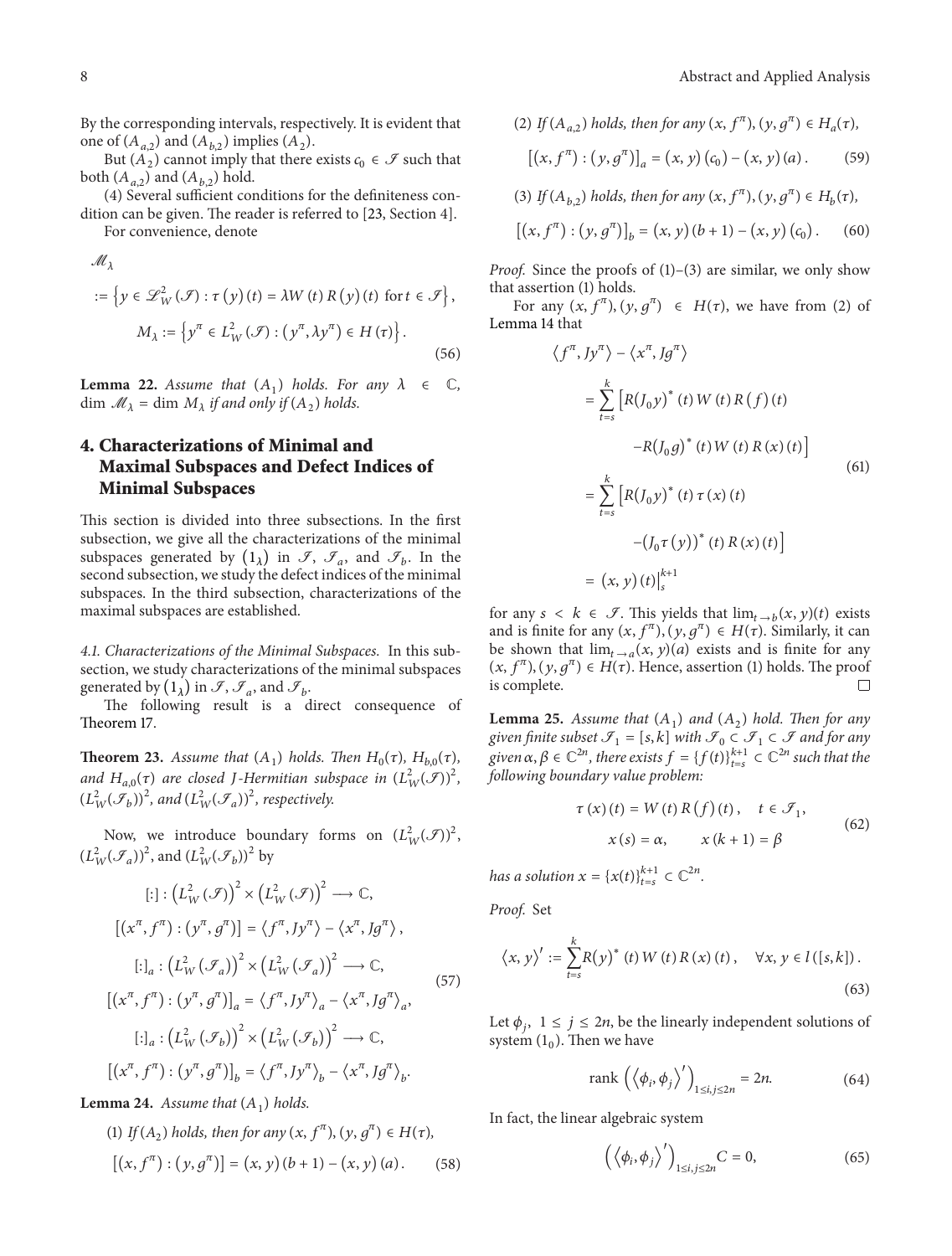By the corresponding intervals, respectively. It is evident that one of $(A_{a,2})$ and $(A_{b,2})$ implies $(A_2)$.

But $(A_2)$ cannot imply that there exists $c_0 \in \mathcal{I}$ such that both $(A_{a,2})$ and $(A_{b,2})$ hold.

(4) Several sufficient conditions for the definiteness condition can be given. The reader is referred to [23, Section 4].

For convenience, denote

$$\mathscr{M}_\lambda := \left\{ y \in \mathscr{L}^2_W(\mathcal{I}) : \tau(y)(t) = \lambda W(t) R(y)(t) \text{ for } t \in \mathcal{I} \right\},$$
$$M_\lambda := \left\{ y^\pi \in L^2_W(\mathcal{I}) : (y^\pi, \lambda y^\pi) \in H(\tau) \right\}. \tag{56}$$

**Lemma 22.** *Assume that $(A_1)$ holds. For any $\lambda \in \mathbb{C}$, $\dim \mathscr{M}_\lambda = \dim M_\lambda$ if and only if $(A_2)$ holds.*

## 4. Characterizations of Minimal and Maximal Subspaces and Defect Indices of Minimal Subspaces

This section is divided into three subsections. In the first subsection, we give all the characterizations of the minimal subspaces generated by $(1_\lambda)$ in $\mathcal{I}$, $\mathcal{I}_a$, and $\mathcal{I}_b$. In the second subsection, we study the defect indices of the minimal subspaces. In the third subsection, characterizations of the maximal subspaces are established.

*4.1. Characterizations of the Minimal Subspaces.* In this subsection, we study characterizations of the minimal subspaces generated by $(1_\lambda)$ in $\mathcal{I}$, $\mathcal{I}_a$, and $\mathcal{I}_b$.

The following result is a direct consequence of Theorem 17.

**Theorem 23.** *Assume that $(A_1)$ holds. Then $H_0(\tau)$, $H_{b,0}(\tau)$, and $H_{a,0}(\tau)$ are closed $J$-Hermitian subspace in $(L^2_W(\mathcal{I}))^2$, $(L^2_W(\mathcal{I}_b))^2$, and $(L^2_W(\mathcal{I}_a))^2$, respectively.*

Now, we introduce boundary forms on $(L^2_W(\mathcal{I}))^2$, $(L^2_W(\mathcal{I}_a))^2$, and $(L^2_W(\mathcal{I}_b))^2$ by

$$[:] : \left(L^2_W(\mathcal{I})\right)^2 \times \left(L^2_W(\mathcal{I})\right)^2 \longrightarrow \mathbb{C},$$
$$\left[(x^\pi, f^\pi) : (y^\pi, g^\pi)\right] = \langle f^\pi, J y^\pi \rangle - \langle x^\pi, J g^\pi \rangle,$$
$$[:]_a : \left(L^2_W(\mathcal{I}_a)\right)^2 \times \left(L^2_W(\mathcal{I}_a)\right)^2 \longrightarrow \mathbb{C},$$
$$\left[(x^\pi, f^\pi) : (y^\pi, g^\pi)\right]_a = \langle f^\pi, J y^\pi \rangle_a - \langle x^\pi, J g^\pi \rangle_a, \tag{57}$$
$$[:]_a : \left(L^2_W(\mathcal{I}_b)\right)^2 \times \left(L^2_W(\mathcal{I}_b)\right)^2 \longrightarrow \mathbb{C},$$
$$\left[(x^\pi, f^\pi) : (y^\pi, g^\pi)\right]_b = \langle f^\pi, J y^\pi \rangle_b - \langle x^\pi, J g^\pi \rangle_b.$$

**Lemma 24.** *Assume that $(A_1)$ holds.*

(1) *If $(A_2)$ holds, then for any $(x, f^\pi), (y, g^\pi) \in H(\tau)$,*

$$\left[(x, f^\pi) : (y, g^\pi)\right] = (x, y)(b+1) - (x, y)(a). \tag{58}$$

(2) *If $(A_{a,2})$ holds, then for any $(x, f^\pi), (y, g^\pi) \in H_a(\tau)$,*

$$\left[(x, f^\pi) : (y, g^\pi)\right]_a = (x, y)(c_0) - (x, y)(a). \tag{59}$$

(3) *If $(A_{b,2})$ holds, then for any $(x, f^\pi), (y, g^\pi) \in H_b(\tau)$,*

$$\left[(x, f^\pi) : (y, g^\pi)\right]_b = (x, y)(b+1) - (x, y)(c_0). \tag{60}$$

*Proof.* Since the proofs of (1)–(3) are similar, we only show that assertion (1) holds.

For any $(x, f^\pi), (y, g^\pi) \in H(\tau)$, we have from (2) of Lemma 14 that

$$\begin{aligned}
\langle f^\pi, J y^\pi \rangle - \langle x^\pi, J g^\pi \rangle
&= \sum_{t=s}^{k} \left[ R(J_0 y)^*(t) W(t) R(f)(t) - R(J_0 g)^*(t) W(t) R(x)(t) \right] \\
&= \sum_{t=s}^{k} \left[ R(J_0 y)^*(t) \tau(x)(t) - (J_0 \tau(y))^*(t) R(x)(t) \right] \\
&= (x, y)(t) \Big|_s^{k+1}
\end{aligned} \tag{61}$$

for any $s < k \in \mathcal{I}$. This yields that $\lim_{t \to b} (x, y)(t)$ exists and is finite for any $(x, f^\pi), (y, g^\pi) \in H(\tau)$. Similarly, it can be shown that $\lim_{t \to a} (x, y)(a)$ exists and is finite for any $(x, f^\pi), (y, g^\pi) \in H(\tau)$. Hence, assertion (1) holds. The proof is complete. $\square$

**Lemma 25.** *Assume that $(A_1)$ and $(A_2)$ hold. Then for any given finite subset $\mathcal{I}_1 = [s, k]$ with $\mathcal{I}_0 \subset \mathcal{I}_1 \subset \mathcal{I}$ and for any given $\alpha, \beta \in \mathbb{C}^{2n}$, there exists $f = \{f(t)\}_{t=s}^{k+1} \subset \mathbb{C}^{2n}$ such that the following boundary value problem:*

$$\tau(x)(t) = W(t) R(f)(t), \quad t \in \mathcal{I}_1,$$
$$x(s) = \alpha, \qquad x(k+1) = \beta \tag{62}$$

*has a solution $x = \{x(t)\}_{t=s}^{k+1} \subset \mathbb{C}^{2n}$.*

*Proof.* Set

$$\langle x, y \rangle' := \sum_{t=s}^{k} R(y)^*(t) W(t) R(x)(t), \quad \forall x, y \in l([s, k]). \tag{63}$$

Let $\phi_j$, $1 \le j \le 2n$, be the linearly independent solutions of system $(1_0)$. Then we have

$$\operatorname{rank} \left( \langle \phi_i, \phi_j \rangle' \right)_{1 \le i, j \le 2n} = 2n. \tag{64}$$

In fact, the linear algebraic system

$$\left( \langle \phi_i, \phi_j \rangle' \right)_{1 \le i, j \le 2n} C = 0, \tag{65}$$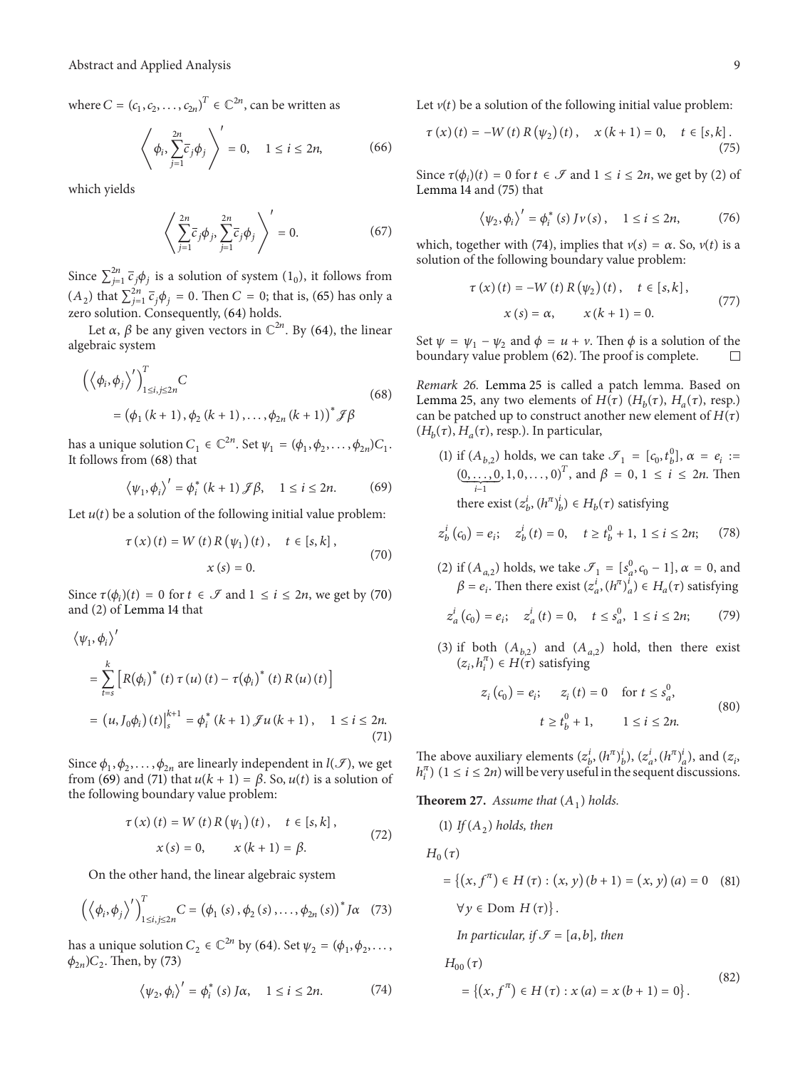where $C = (c_1, c_2, \ldots, c_{2n})^T \in \mathbb{C}^{2n}$, can be written as

$$\left\langle \phi_i, \sum_{j=1}^{2n} \bar{c}_j \phi_j \right\rangle' = 0, \quad 1 \le i \le 2n, \tag{66}$$

which yields

$$\left\langle \sum_{j=1}^{2n} \bar{c}_j \phi_j, \sum_{j=1}^{2n} \bar{c}_j \phi_j \right\rangle' = 0. \tag{67}$$

Since $\sum_{j=1}^{2n} \bar{c}_j \phi_j$ is a solution of system $(1_0)$, it follows from $(A_2)$ that $\sum_{j=1}^{2n} \bar{c}_j \phi_j = 0$. Then $C = 0$; that is, (65) has only a zero solution. Consequently, (64) holds.

Let $\alpha$, $\beta$ be any given vectors in $\mathbb{C}^{2n}$. By (64), the linear algebraic system

$$\left( \langle \phi_i, \phi_j \rangle' \right)^T_{1 \le i,j \le 2n} C = \left( \phi_1 (k+1), \phi_2 (k+1), \ldots, \phi_{2n} (k+1) \right)^* \mathcal{J} \beta \tag{68}$$

has a unique solution $C_1 \in \mathbb{C}^{2n}$. Set $\psi_1 = (\phi_1, \phi_2, \ldots, \phi_{2n}) C_1$. It follows from (68) that

$$\langle \psi_1, \phi_i \rangle' = \phi_i^* (k+1) \mathcal{J} \beta, \quad 1 \le i \le 2n. \tag{69}$$

Let $u(t)$ be a solution of the following initial value problem:

$$\tau (x)(t) = W(t) R(\psi_1)(t), \quad t \in [s,k], \qquad x(s) = 0. \tag{70}$$

Since $\tau(\phi_i)(t) = 0$ for $t \in \mathcal{J}$ and $1 \le i \le 2n$, we get by (70) and (2) of Lemma 14 that

$$\begin{aligned}
\langle \psi_1, \phi_i \rangle' &= \sum_{t=s}^{k} \left[ R(\phi_i)^* (t) \tau (u)(t) - \tau(\phi_i)^* (t) R(u)(t) \right] \\
&= (u, J_0 \phi_i)(t) \big|_s^{k+1} = \phi_i^* (k+1) \mathcal{J} u(k+1), \quad 1 \le i \le 2n.
\end{aligned} \tag{71}$$

Since $\phi_1, \phi_2, \ldots, \phi_{2n}$ are linearly independent in $l(\mathcal{J})$, we get from (69) and (71) that $u(k+1) = \beta$. So, $u(t)$ is a solution of the following boundary value problem:

$$\tau (x)(t) = W(t) R(\psi_1)(t), \quad t \in [s,k], \qquad x(s) = 0, \quad x(k+1) = \beta. \tag{72}$$

On the other hand, the linear algebraic system

$$\left( \langle \phi_i, \phi_j \rangle' \right)^T_{1 \le i,j \le 2n} C = \left( \phi_1 (s), \phi_2 (s), \ldots, \phi_{2n} (s) \right)^* J \alpha \tag{73}$$

has a unique solution $C_2 \in \mathbb{C}^{2n}$ by (64). Set $\psi_2 = (\phi_1, \phi_2, \ldots, \phi_{2n}) C_2$. Then, by (73)

$$\langle \psi_2, \phi_i \rangle' = \phi_i^* (s) J \alpha, \quad 1 \le i \le 2n. \tag{74}$$

Let $v(t)$ be a solution of the following initial value problem:

$$\tau (x)(t) = -W(t) R(\psi_2)(t), \quad x(k+1) = 0, \quad t \in [s,k]. \tag{75}$$

Since $\tau(\phi_i)(t) = 0$ for $t \in \mathcal{J}$ and $1 \le i \le 2n$, we get by (2) of Lemma 14 and (75) that

$$\langle \psi_2, \phi_i \rangle' = \phi_i^* (s) J v(s), \quad 1 \le i \le 2n, \tag{76}$$

which, together with (74), implies that $v(s) = \alpha$. So, $v(t)$ is a solution of the following boundary value problem:

$$\tau (x)(t) = -W(t) R(\psi_2)(t), \quad t \in [s,k], \qquad x(s) = \alpha, \quad x(k+1) = 0. \tag{77}$$

Set $\psi = \psi_1 - \psi_2$ and $\phi = u + v$. Then $\phi$ is a solution of the boundary value problem (62). The proof is complete. □

*Remark 26.* Lemma 25 is called a patch lemma. Based on Lemma 25, any two elements of $H(\tau)$ ($H_b(\tau)$, $H_a(\tau)$, resp.) can be patched up to construct another new element of $H(\tau)$ ($H_b(\tau)$, $H_a(\tau)$, resp.). In particular,

(1) if $(A_{b,2})$ holds, we can take $\mathcal{J}_1 = [c_0, t_b^0]$, $\alpha = e_i := (\underbrace{0, \ldots, 0}_{i-1}, 1, 0, \ldots, 0)^T$, and $\beta = 0$, $1 \le i \le 2n$. Then there exist $(z_b^i, (h^\pi)_b^i) \in H_b(\tau)$ satisfying

$$z_b^i (c_0) = e_i; \quad z_b^i (t) = 0, \quad t \ge t_b^0 + 1, \ 1 \le i \le 2n; \tag{78}$$

(2) if $(A_{a,2})$ holds, we take $\mathcal{J}_1 = [s_a^0, c_0 - 1]$, $\alpha = 0$, and $\beta = e_i$. Then there exist $(z_a^i, (h^\pi)_a^i) \in H_a(\tau)$ satisfying

$$z_a^i (c_0) = e_i; \quad z_a^i (t) = 0, \quad t \le s_a^0, \ 1 \le i \le 2n; \tag{79}$$

(3) if both $(A_{b,2})$ and $(A_{a,2})$ hold, then there exist $(z_i, h_i^\pi) \in H(\tau)$ satisfying

$$z_i (c_0) = e_i; \quad z_i (t) = 0 \quad \text{for } t \le s_a^0, \quad t \ge t_b^0 + 1, \quad 1 \le i \le 2n. \tag{80}$$

The above auxiliary elements $(z_b^i, (h^\pi)_b^i)$, $(z_a^i, (h^\pi)_a^i)$, and $(z_i, h_i^\pi)$ $(1 \le i \le 2n)$ will be very useful in the sequent discussions.

**Theorem 27.** *Assume that $(A_1)$ holds.*

(1) *If $(A_2)$ holds, then*

$$H_0 (\tau) = \left\{ (x, f^\pi) \in H(\tau) : (x, y)(b+1) = (x, y)(a) = 0 \quad \forall y \in \operatorname{Dom} H(\tau) \right\}. \tag{81}$$

*In particular, if $\mathcal{J} = [a, b]$, then*

$$H_{00} (\tau) = \left\{ (x, f^\pi) \in H(\tau) : x(a) = x(b+1) = 0 \right\}. \tag{82}$$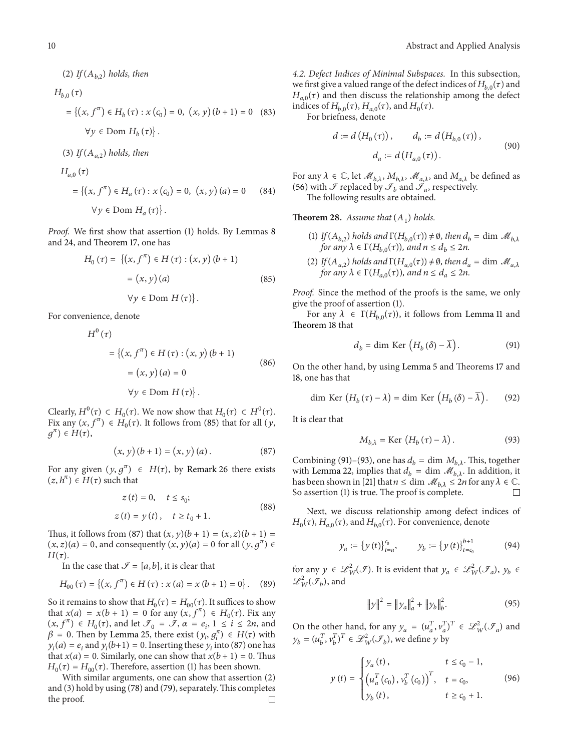(2) *If* $(A_{b,2})$ *holds, then*

$$H_{b,0}(\tau) = \{(x, f^{\pi}) \in H_b(\tau) : x(c_0) = 0,\ (x, y)(b+1) = 0 \quad \forall y \in \text{Dom}\, H_b(\tau)\}. \tag{83}$$

(3) *If* $(A_{a,2})$ *holds, then*

$$H_{a,0}(\tau) = \{(x, f^{\pi}) \in H_a(\tau) : x(c_0) = 0,\ (x, y)(a) = 0 \quad \forall y \in \text{Dom}\, H_a(\tau)\}. \tag{84}$$

*Proof.* We first show that assertion (1) holds. By Lemmas 8 and 24, and Theorem 17, one has

$$H_0(\tau) = \{(x, f^{\pi}) \in H(\tau) : (x, y)(b+1) = (x, y)(a) \quad \forall y \in \text{Dom}\, H(\tau)\}. \tag{85}$$

For convenience, denote

$$H^0(\tau) = \{(x, f^{\pi}) \in H(\tau) : (x, y)(b+1) = (x, y)(a) = 0 \quad \forall y \in \text{Dom}\, H(\tau)\}. \tag{86}$$

Clearly, $H^0(\tau) \subset H_0(\tau)$. We now show that $H_0(\tau) \subset H^0(\tau)$. Fix any $(x, f^{\pi}) \in H_0(\tau)$. It follows from (85) that for all $(y, g^{\pi}) \in H(\tau)$,

$$(x, y)(b+1) = (x, y)(a). \tag{87}$$

For any given $(y, g^{\pi}) \in H(\tau)$, by Remark 26 there exists $(z, h^{\pi}) \in H(\tau)$ such that

$$z(t) = 0, \quad t \le s_0; \qquad z(t) = y(t), \quad t \ge t_0 + 1. \tag{88}$$

Thus, it follows from (87) that $(x, y)(b+1) = (x, z)(b+1) = (x, z)(a) = 0$, and consequently $(x, y)(a) = 0$ for all $(y, g^{\pi}) \in H(\tau)$.

In the case that $\mathcal{I} = [a, b]$, it is clear that

$$H_{00}(\tau) = \{(x, f^{\pi}) \in H(\tau) : x(a) = x(b+1) = 0\}. \tag{89}$$

So it remains to show that $H_0(\tau) = H_{00}(\tau)$. It suffices to show that $x(a) = x(b+1) = 0$ for any $(x, f^{\pi}) \in H_0(\tau)$. Fix any $(x, f^{\pi}) \in H_0(\tau)$, and let $\mathcal{I}_0 = \mathcal{I}$, $\alpha = e_i$, $1 \le i \le 2n$, and $\beta = 0$. Then by Lemma 25, there exist $(y_i, g_i^{\pi}) \in H(\tau)$ with $y_i(a) = e_i$ and $y_i(b+1) = 0$. Inserting these $y_i$ into (87) one has that $x(a) = 0$. Similarly, one can show that $x(b+1) = 0$. Thus $H_0(\tau) = H_{00}(\tau)$. Therefore, assertion (1) has been shown.

With similar arguments, one can show that assertion (2) and (3) hold by using (78) and (79), separately. This completes the proof. $\square$

*4.2. Defect Indices of Minimal Subspaces.* In this subsection, we first give a valued range of the defect indices of $H_{b,0}(\tau)$ and $H_{a,0}(\tau)$ and then discuss the relationship among the defect indices of $H_{b,0}(\tau)$, $H_{a,0}(\tau)$, and $H_0(\tau)$.

For briefness, denote

$$d := d(H_0(\tau)), \qquad d_b := d(H_{b,0}(\tau)), \qquad d_a := d(H_{a,0}(\tau)). \tag{90}$$

For any $\lambda \in \mathbb{C}$, let $\mathcal{M}_{b,\lambda}$, $M_{b,\lambda}$, $\mathcal{M}_{a,\lambda}$, and $M_{a,\lambda}$ be defined as (56) with $\mathcal{I}$ replaced by $\mathcal{I}_b$ and $\mathcal{I}_a$, respectively.

The following results are obtained.

**Theorem 28.** *Assume that* $(A_1)$ *holds.*

(1) *If* $(A_{b,2})$ *holds and* $\Gamma(H_{b,0}(\tau)) \neq \emptyset$, *then* $d_b = \dim \mathcal{M}_{b,\lambda}$ *for any* $\lambda \in \Gamma(H_{b,0}(\tau))$, *and* $n \le d_b \le 2n$.

(2) *If* $(A_{a,2})$ *holds and* $\Gamma(H_{a,0}(\tau)) \neq \emptyset$, *then* $d_a = \dim \mathcal{M}_{a,\lambda}$ *for any* $\lambda \in \Gamma(H_{a,0}(\tau))$, *and* $n \le d_a \le 2n$.

*Proof.* Since the method of the proofs is the same, we only give the proof of assertion (1).

For any $\lambda \in \Gamma(H_{b,0}(\tau))$, it follows from Lemma 11 and Theorem 18 that

$$d_b = \dim \text{Ker}\left(H_b(\delta) - \overline{\lambda}\right). \tag{91}$$

On the other hand, by using Lemma 5 and Theorems 17 and 18, one has that

$$\dim \text{Ker}\left(H_b(\tau) - \lambda\right) = \dim \text{Ker}\left(H_b(\delta) - \overline{\lambda}\right). \tag{92}$$

It is clear that

$$M_{b,\lambda} = \text{Ker}\left(H_b(\tau) - \lambda\right). \tag{93}$$

Combining (91)–(93), one has $d_b = \dim M_{b,\lambda}$. This, together with Lemma 22, implies that $d_b = \dim \mathcal{M}_{b,\lambda}$. In addition, it has been shown in [21] that $n \le \dim \mathcal{M}_{b,\lambda} \le 2n$ for any $\lambda \in \mathbb{C}$. So assertion (1) is true. The proof is complete. $\square$

Next, we discuss relationship among defect indices of $H_0(\tau)$, $H_{a,0}(\tau)$, and $H_{b,0}(\tau)$. For convenience, denote

$$y_a := \{y(t)\}_{t=a}^{c_0}, \qquad y_b := \{y(t)\}_{t=c_0}^{b+1} \tag{94}$$

for any $y \in \mathcal{L}_W^2(\mathcal{I})$. It is evident that $y_a \in \mathcal{L}_W^2(\mathcal{I}_a)$, $y_b \in \mathcal{L}_W^2(\mathcal{I}_b)$, and

$$\|y\|^2 = \|y_a\|_a^2 + \|y_b\|_b^2. \tag{95}$$

On the other hand, for any $y_a = (u_a^T, v_a^T)^T \in \mathcal{L}_W^2(\mathcal{I}_a)$ and $y_b = (u_b^T, v_b^T)^T \in \mathcal{L}_W^2(\mathcal{I}_b)$, we define $y$ by

$$y(t) = \begin{cases} y_a(t), & t \le c_0 - 1, \\ \left(u_a^T(c_0), v_b^T(c_0)\right)^T, & t = c_0, \\ y_b(t), & t \ge c_0 + 1. \end{cases} \tag{96}$$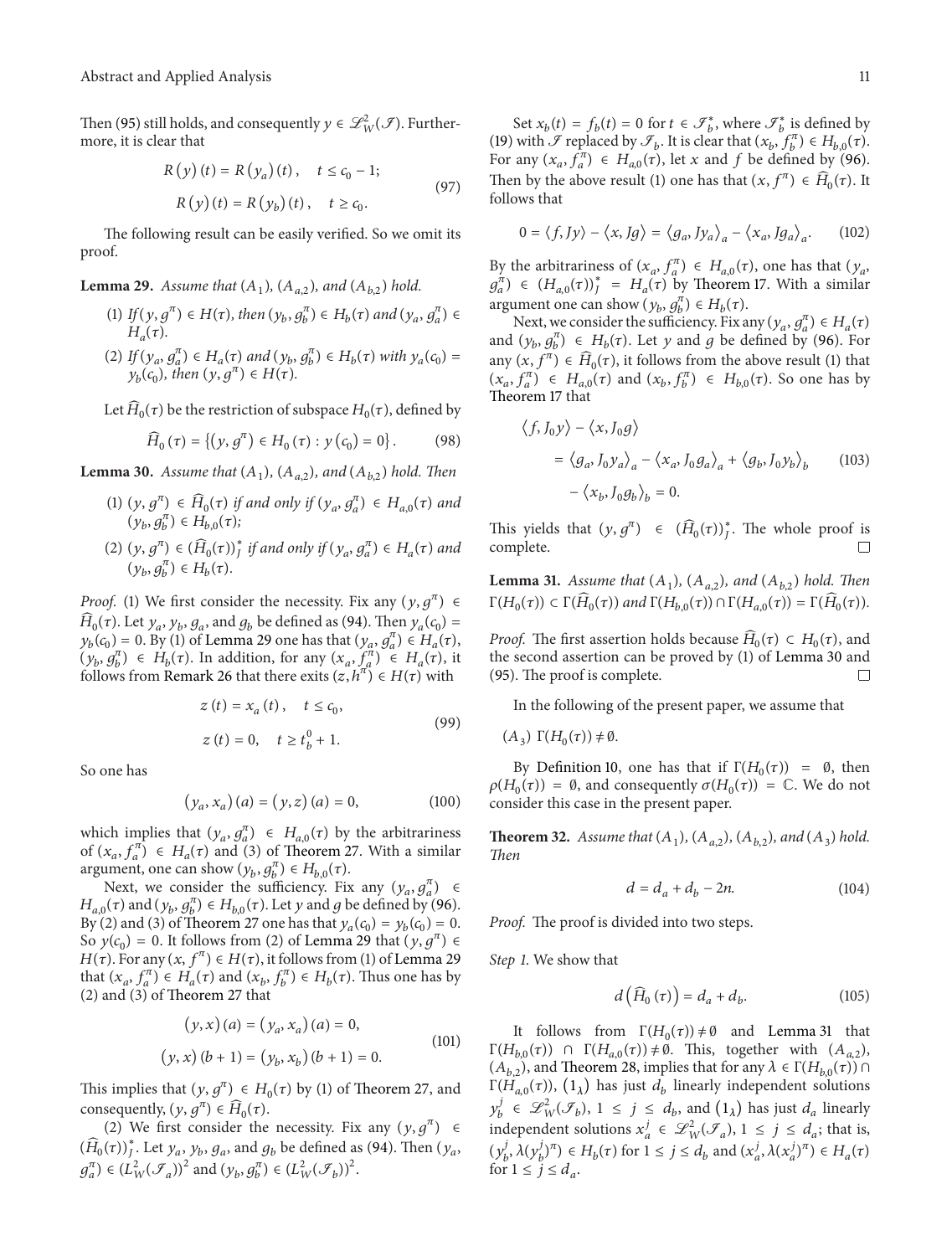Then (95) still holds, and consequently $y \in \mathscr{L}_W^2(\mathscr{I})$. Furthermore, it is clear that

$$R(y)(t) = R(y_a)(t), \quad t \le c_0 - 1;$$
$$R(y)(t) = R(y_b)(t), \quad t \ge c_0. \tag{97}$$

The following result can be easily verified. So we omit its proof.

**Lemma 29.** *Assume that $(A_1)$, $(A_{a,2})$, and $(A_{b,2})$ hold.*

(1) *If $(y, g^\pi) \in H(\tau)$, then $(y_b, g_b^\pi) \in H_b(\tau)$ and $(y_a, g_a^\pi) \in H_a(\tau)$.*

(2) *If $(y_a, g_a^\pi) \in H_a(\tau)$ and $(y_b, g_b^\pi) \in H_b(\tau)$ with $y_a(c_0) = y_b(c_0)$, then $(y, g^\pi) \in H(\tau)$.*

Let $\widehat{H}_0(\tau)$ be the restriction of subspace $H_0(\tau)$, defined by

$$\widehat{H}_0(\tau) = \{(y, g^\pi) \in H_0(\tau) : y(c_0) = 0\}. \tag{98}$$

**Lemma 30.** *Assume that $(A_1)$, $(A_{a,2})$, and $(A_{b,2})$ hold. Then*

(1) *$(y, g^\pi) \in \widehat{H}_0(\tau)$ if and only if $(y_a, g_a^\pi) \in H_{a,0}(\tau)$ and $(y_b, g_b^\pi) \in H_{b,0}(\tau)$;*

(2) *$(y, g^\pi) \in (\widehat{H}_0(\tau))_J^*$ if and only if $(y_a, g_a^\pi) \in H_a(\tau)$ and $(y_b, g_b^\pi) \in H_b(\tau)$.*

*Proof.* (1) We first consider the necessity. Fix any $(y, g^\pi) \in \widehat{H}_0(\tau)$. Let $y_a$, $y_b$, $g_a$, and $g_b$ be defined as (94). Then $y_a(c_0) = y_b(c_0) = 0$. By (1) of Lemma 29 one has that $(y_a, g_a^\pi) \in H_a(\tau)$, $(y_b, g_b^\pi) \in H_b(\tau)$. In addition, for any $(x_a, f_a^\pi) \in H_a(\tau)$, it follows from Remark 26 that there exits $(z, h^\pi) \in H(\tau)$ with

$$z(t) = x_a(t), \quad t \le c_0,$$
$$z(t) = 0, \quad t \ge t_b^0 + 1. \tag{99}$$

So one has

$$(y_a, x_a)(a) = (y, z)(a) = 0, \tag{100}$$

which implies that $(y_a, g_a^\pi) \in H_{a,0}(\tau)$ by the arbitrariness of $(x_a, f_a^\pi) \in H_a(\tau)$ and (3) of Theorem 27. With a similar argument, one can show $(y_b, g_b^\pi) \in H_{b,0}(\tau)$.

Next, we consider the sufficiency. Fix any $(y_a, g_a^\pi) \in H_{a,0}(\tau)$ and $(y_b, g_b^\pi) \in H_{b,0}(\tau)$. Let $y$ and $g$ be defined by (96). By (2) and (3) of Theorem 27 one has that $y_a(c_0) = y_b(c_0) = 0$. So $y(c_0) = 0$. It follows from (2) of Lemma 29 that $(y, g^\pi) \in H(\tau)$. For any $(x, f^\pi) \in H(\tau)$, it follows from (1) of Lemma 29 that $(x_a, f_a^\pi) \in H_a(\tau)$ and $(x_b, f_b^\pi) \in H_b(\tau)$. Thus one has by (2) and (3) of Theorem 27 that

$$(y, x)(a) = (y_a, x_a)(a) = 0,$$
$$(y, x)(b+1) = (y_b, x_b)(b+1) = 0. \tag{101}$$

This implies that $(y, g^\pi) \in H_0(\tau)$ by (1) of Theorem 27, and consequently, $(y, g^\pi) \in \widehat{H}_0(\tau)$.

(2) We first consider the necessity. Fix any $(y, g^\pi) \in (\widehat{H}_0(\tau))_J^*$. Let $y_a$, $y_b$, $g_a$, and $g_b$ be defined as (94). Then $(y_a, g_a^\pi) \in (L_W^2(\mathscr{I}_a))^2$ and $(y_b, g_b^\pi) \in (L_W^2(\mathscr{I}_b))^2$.

Set $x_b(t) = f_b(t) = 0$ for $t \in \mathscr{I}_b^*$, where $\mathscr{I}_b^*$ is defined by (19) with $\mathscr{I}$ replaced by $\mathscr{I}_b$. It is clear that $(x_b, f_b^\pi) \in H_{b,0}(\tau)$. For any $(x_a, f_a^\pi) \in H_{a,0}(\tau)$, let $x$ and $f$ be defined by (96). Then by the above result (1) one has that $(x, f^\pi) \in \widehat{H}_0(\tau)$. It follows that

$$0 = \langle f, Jy \rangle - \langle x, Jg \rangle = \langle g_a, Jy_a \rangle_a - \langle x_a, Jg_a \rangle_a. \tag{102}$$

By the arbitrariness of $(x_a, f_a^\pi) \in H_{a,0}(\tau)$, one has that $(y_a, g_a^\pi) \in (H_{a,0}(\tau))_J^* = H_a(\tau)$ by Theorem 17. With a similar argument one can show $(y_b, g_b^\pi) \in H_b(\tau)$.

Next, we consider the sufficiency. Fix any $(y_a, g_a^\pi) \in H_a(\tau)$ and $(y_b, g_b^\pi) \in H_b(\tau)$. Let $y$ and $g$ be defined by (96). For any $(x, f^\pi) \in \widehat{H}_0(\tau)$, it follows from the above result (1) that $(x_a, f_a^\pi) \in H_{a,0}(\tau)$ and $(x_b, f_b^\pi) \in H_{b,0}(\tau)$. So one has by Theorem 17 that

$$\begin{aligned}
\langle f, J_0 y \rangle - \langle x, J_0 g \rangle &= \langle g_a, J_0 y_a \rangle_a - \langle x_a, J_0 g_a \rangle_a + \langle g_b, J_0 y_b \rangle_b \\
&\quad - \langle x_b, J_0 g_b \rangle_b = 0.
\end{aligned} \tag{103}$$

This yields that $(y, g^\pi) \in (\widehat{H}_0(\tau))_J^*$. The whole proof is complete. $\square$

**Lemma 31.** *Assume that $(A_1)$, $(A_{a,2})$, and $(A_{b,2})$ hold. Then $\Gamma(H_0(\tau)) \subset \Gamma(\widehat{H}_0(\tau))$ and $\Gamma(H_{b,0}(\tau)) \cap \Gamma(H_{a,0}(\tau)) = \Gamma(\widehat{H}_0(\tau))$.*

*Proof.* The first assertion holds because $\widehat{H}_0(\tau) \subset H_0(\tau)$, and the second assertion can be proved by (1) of Lemma 30 and (95). The proof is complete. $\square$

In the following of the present paper, we assume that

$(A_3)$ $\Gamma(H_0(\tau)) \neq \emptyset$.

By Definition 10, one has that if $\Gamma(H_0(\tau)) = \emptyset$, then $\rho(H_0(\tau)) = \emptyset$, and consequently $\sigma(H_0(\tau)) = \mathbb{C}$. We do not consider this case in the present paper.

**Theorem 32.** *Assume that $(A_1)$, $(A_{a,2})$, $(A_{b,2})$, and $(A_3)$ hold. Then*

$$d = d_a + d_b - 2n. \tag{104}$$

*Proof.* The proof is divided into two steps.

*Step 1.* We show that

$$d(\widehat{H}_0(\tau)) = d_a + d_b. \tag{105}$$

It follows from $\Gamma(H_0(\tau)) \neq \emptyset$ and Lemma 31 that $\Gamma(H_{b,0}(\tau)) \cap \Gamma(H_{a,0}(\tau)) \neq \emptyset$. This, together with $(A_{a,2})$, $(A_{b,2})$, and Theorem 28, implies that for any $\lambda \in \Gamma(H_{b,0}(\tau)) \cap \Gamma(H_{a,0}(\tau))$, $(1_\lambda)$ has just $d_b$ linearly independent solutions $y_b^j \in \mathscr{L}_W^2(\mathscr{I}_b)$, $1 \le j \le d_b$, and $(1_\lambda)$ has just $d_a$ linearly independent solutions $x_a^j \in \mathscr{L}_W^2(\mathscr{I}_a)$, $1 \le j \le d_a$; that is, $(y_b^j, \lambda(y_b^j)^\pi) \in H_b(\tau)$ for $1 \le j \le d_b$ and $(x_a^j, \lambda(x_a^j)^\pi) \in H_a(\tau)$ for $1 \le j \le d_a$.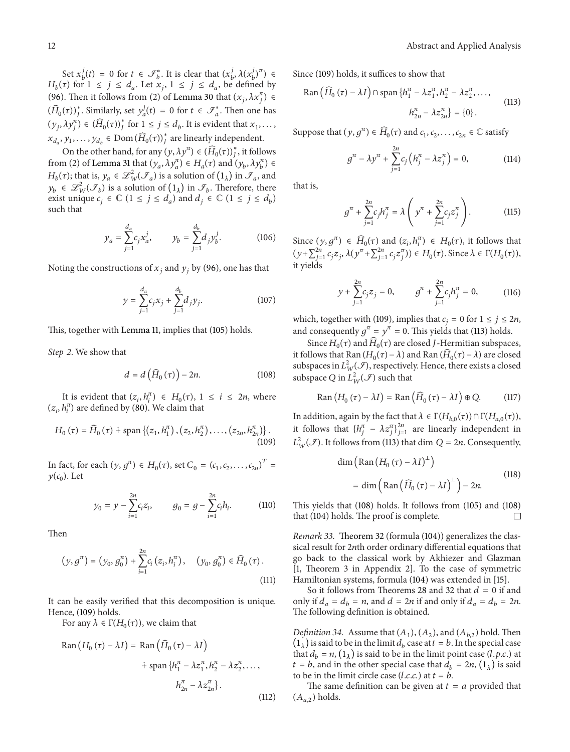Set $x_b^j(t) = 0$ for $t \in \mathcal{I}_b^*$. It is clear that $(x_b^j, \lambda(x_b^j)^\pi) \in H_b(\tau)$ for $1 \le j \le d_a$. Let $x_j$, $1 \le j \le d_a$, be defined by (96). Then it follows from (2) of Lemma 30 that $(x_j, \lambda x_j^\pi) \in (\widehat{H}_0(\tau))_J^*$. Similarly, set $y_a^j(t) = 0$ for $t \in \mathcal{I}_a^*$. Then one has $(y_j, \lambda y_j^\pi) \in (\widehat{H}_0(\tau))_J^*$ for $1 \le j \le d_b$. It is evident that $x_1, \ldots, x_{d_a}, y_1, \ldots, y_{d_b} \in \operatorname{Dom}(\widehat{H}_0(\tau))_J^*$ are linearly independent.

On the other hand, for any $(y, \lambda y^\pi) \in (\widehat{H}_0(\tau))_J^*$, it follows from (2) of Lemma 31 that $(y_a, \lambda y_a^\pi) \in H_a(\tau)$ and $(y_b, \lambda y_b^\pi) \in H_b(\tau)$; that is, $y_a \in \mathcal{L}_W^2(\mathcal{I}_a)$ is a solution of $(1_\lambda)$ in $\mathcal{I}_a$, and $y_b \in \mathcal{L}_W^2(\mathcal{I}_b)$ is a solution of $(1_\lambda)$ in $\mathcal{I}_b$. Therefore, there exist unique $c_j \in \mathbb{C}$ $(1 \le j \le d_a)$ and $d_j \in \mathbb{C}$ $(1 \le j \le d_b)$ such that

$$y_a = \sum_{j=1}^{d_a} c_j x_a^j, \qquad y_b = \sum_{j=1}^{d_b} d_j y_b^j. \tag{106}$$

Noting the constructions of $x_j$ and $y_j$ by (96), one has that

$$y = \sum_{j=1}^{d_a} c_j x_j + \sum_{j=1}^{d_b} d_j y_j. \tag{107}$$

This, together with Lemma 11, implies that (105) holds.

*Step 2.* We show that

$$d = d\left(\widehat{H}_0(\tau)\right) - 2n. \tag{108}$$

It is evident that $(z_i, h_i^\pi) \in H_0(\tau)$, $1 \le i \le 2n$, where $(z_i, h_i^\pi)$ are defined by (80). We claim that

$$H_0(\tau) = \widehat{H}_0(\tau) \dotplus \operatorname{span}\left\{(z_1, h_1^\pi), (z_2, h_2^\pi), \ldots, (z_{2n}, h_{2n}^\pi)\right\}. \tag{109}$$

In fact, for each $(y, g^\pi) \in H_0(\tau)$, set $C_0 = (c_1, c_2, \ldots, c_{2n})^T = y(c_0)$. Let

$$y_0 = y - \sum_{i=1}^{2n} c_i z_i, \qquad g_0 = g - \sum_{i=1}^{2n} c_i h_i. \tag{110}$$

Then

$$(y, g^\pi) = (y_0, g_0^\pi) + \sum_{i=1}^{2n} c_i (z_i, h_i^\pi), \quad (y_0, g_0^\pi) \in \widehat{H}_0(\tau). \tag{111}$$

It can be easily verified that this decomposition is unique. Hence, (109) holds.

For any $\lambda \in \Gamma(H_0(\tau))$, we claim that

$$\begin{aligned}\operatorname{Ran}(H_0(\tau) - \lambda I) = {} & \operatorname{Ran}\left(\widehat{H}_0(\tau) - \lambda I\right) \\ & \dotplus \operatorname{span}\{h_1^\pi - \lambda z_1^\pi, h_2^\pi - \lambda z_2^\pi, \ldots, \\ & h_{2n}^\pi - \lambda z_{2n}^\pi\}.\end{aligned} \tag{112}$$

Since (109) holds, it suffices to show that

$$\begin{aligned}\operatorname{Ran}\left(\widehat{H}_0(\tau) - \lambda I\right) \cap \operatorname{span}\{&h_1^\pi - \lambda z_1^\pi, h_2^\pi - \lambda z_2^\pi, \ldots, \\ &h_{2n}^\pi - \lambda z_{2n}^\pi\} = \{0\}.\end{aligned} \tag{113}$$

Suppose that $(y, g^\pi) \in \widehat{H}_0(\tau)$ and $c_1, c_2, \ldots, c_{2n} \in \mathbb{C}$ satisfy

$$g^\pi - \lambda y^\pi + \sum_{j=1}^{2n} c_j \left(h_j^\pi - \lambda z_j^\pi\right) = 0, \tag{114}$$

that is,

$$g^\pi + \sum_{j=1}^{2n} c_j h_j^\pi = \lambda\left(y^\pi + \sum_{j=1}^{2n} c_j z_j^\pi\right). \tag{115}$$

Since $(y, g^\pi) \in \widehat{H}_0(\tau)$ and $(z_i, h_i^\pi) \in H_0(\tau)$, it follows that $(y + \sum_{j=1}^{2n} c_j z_j, \lambda(y^\pi + \sum_{j=1}^{2n} c_j z_j^\pi)) \in H_0(\tau)$. Since $\lambda \in \Gamma(H_0(\tau))$, it yields

$$y + \sum_{j=1}^{2n} c_j z_j = 0, \qquad g^\pi + \sum_{j=1}^{2n} c_j h_j^\pi = 0, \tag{116}$$

which, together with (109), implies that $c_j = 0$ for $1 \le j \le 2n$, and consequently $g^\pi = y^\pi = 0$. This yields that (113) holds.

Since $H_0(\tau)$ and $\widehat{H}_0(\tau)$ are closed $J$-Hermitian subspaces, it follows that $\operatorname{Ran}(H_0(\tau) - \lambda)$ and $\operatorname{Ran}(\widehat{H}_0(\tau) - \lambda)$ are closed subspaces in $L_W^2(\mathcal{I})$, respectively. Hence, there exists a closed subspace $Q$ in $L_W^2(\mathcal{I})$ such that

$$\operatorname{Ran}(H_0(\tau) - \lambda I) = \operatorname{Ran}\left(\widehat{H}_0(\tau) - \lambda I\right) \oplus Q. \tag{117}$$

In addition, again by the fact that $\lambda \in \Gamma(H_{b,0}(\tau)) \cap \Gamma(H_{a,0}(\tau))$, it follows that $\{h_j^\pi - \lambda z_j^\pi\}_{j=1}^{2n}$ are linearly independent in $L_W^2(\mathcal{I})$. It follows from (113) that $\dim Q = 2n$. Consequently,

$$\begin{aligned}&\dim\left(\operatorname{Ran}(H_0(\tau) - \lambda I)^\perp\right) \\ &\quad = \dim\left(\operatorname{Ran}\left(\widehat{H}_0(\tau) - \lambda I\right)^\perp\right) - 2n.\end{aligned} \tag{118}$$

This yields that (108) holds. It follows from (105) and (108) that (104) holds. The proof is complete. $\square$

*Remark 33.* Theorem 32 (formula (104)) generalizes the classical result for $2n$th order ordinary differential equations that go back to the classical work by Akhiezer and Glazman [1, Theorem 3 in Appendix 2]. To the case of symmetric Hamiltonian systems, formula (104) was extended in [15].

So it follows from Theorems 28 and 32 that $d = 0$ if and only if $d_a = d_b = n$, and $d = 2n$ if and only if $d_a = d_b = 2n$. The following definition is obtained.

*Definition 34.* Assume that $(A_1)$, $(A_2)$, and $(A_{b,2})$ hold. Then $(1_\lambda)$ is said to be in the limit $d_b$ case at $t = b$. In the special case that $d_b = n$, $(1_\lambda)$ is said to be in the limit point case (*l.p.c.*) at $t = b$, and in the other special case that $d_b = 2n$, $(1_\lambda)$ is said to be in the limit circle case (*l.c.c.*) at $t = b$.

The same definition can be given at $t = a$ provided that $(A_{a,2})$ holds.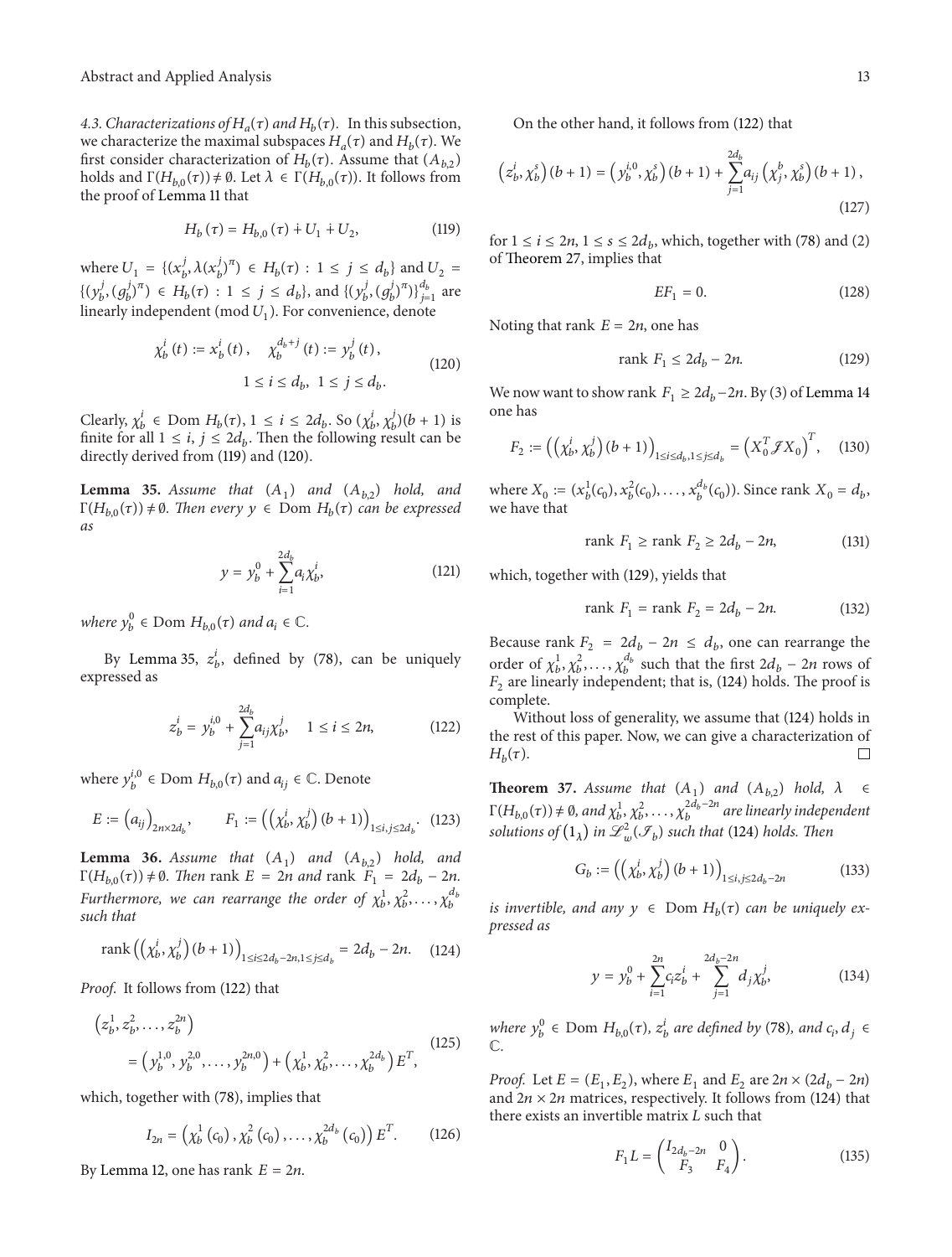*4.3. Characterizations of $H_a(\tau)$ and $H_b(\tau)$.* In this subsection, we characterize the maximal subspaces $H_a(\tau)$ and $H_b(\tau)$. We first consider characterization of $H_b(\tau)$. Assume that $(A_{b,2})$ holds and $\Gamma(H_{b,0}(\tau)) \neq \emptyset$. Let $\lambda \in \Gamma(H_{b,0}(\tau))$. It follows from the proof of Lemma 11 that

$$H_b(\tau) = H_{b,0}(\tau) \dotplus U_1 \dotplus U_2, \tag{119}$$

where $U_1 = \{(x_b^j, \lambda (x_b^j)^\pi) \in H_b(\tau) : 1 \leq j \leq d_b\}$ and $U_2 = \{(y_b^j, (g_b^j)^\pi) \in H_b(\tau) : 1 \leq j \leq d_b\}$, and $\{(y_b^j, (g_b^j)^\pi)\}_{j=1}^{d_b}$ are linearly independent (mod $U_1$). For convenience, denote

$$\chi_b^i(t) := x_b^i(t), \quad \chi_b^{d_b+j}(t) := y_b^j(t), \quad 1 \leq i \leq d_b, \ 1 \leq j \leq d_b. \tag{120}$$

Clearly, $\chi_b^i \in \operatorname{Dom} H_b(\tau)$, $1 \leq i \leq 2d_b$. So $(\chi_b^i, \chi_b^j)(b+1)$ is finite for all $1 \leq i, j \leq 2d_b$. Then the following result can be directly derived from (119) and (120).

**Lemma 35.** *Assume that $(A_1)$ and $(A_{b,2})$ hold, and $\Gamma(H_{b,0}(\tau)) \neq \emptyset$. Then every $y \in \operatorname{Dom} H_b(\tau)$ can be expressed as*

$$y = y_b^0 + \sum_{i=1}^{2d_b} a_i \chi_b^i, \tag{121}$$

*where $y_b^0 \in \operatorname{Dom} H_{b,0}(\tau)$ and $a_i \in \mathbb{C}$.*

By Lemma 35, $z_b^i$, defined by (78), can be uniquely expressed as

$$z_b^i = y_b^{i,0} + \sum_{j=1}^{2d_b} a_{ij} \chi_b^j, \quad 1 \leq i \leq 2n, \tag{122}$$

where $y_b^{i,0} \in \operatorname{Dom} H_{b,0}(\tau)$ and $a_{ij} \in \mathbb{C}$. Denote

$$E := (a_{ij})_{2n \times 2d_b}, \qquad F_1 := \left( (\chi_b^i, \chi_b^j)(b+1) \right)_{1 \leq i,j \leq 2d_b}. \tag{123}$$

**Lemma 36.** *Assume that $(A_1)$ and $(A_{b,2})$ hold, and $\Gamma(H_{b,0}(\tau)) \neq \emptyset$. Then $\operatorname{rank} E = 2n$ and $\operatorname{rank} F_1 = 2d_b - 2n$. Furthermore, we can rearrange the order of $\chi_b^1, \chi_b^2, \ldots, \chi_b^{d_b}$ such that*

$$\operatorname{rank} \left( (\chi_b^i, \chi_b^j)(b+1) \right)_{1 \leq i \leq 2d_b - 2n, 1 \leq j \leq d_b} = 2d_b - 2n. \tag{124}$$

*Proof.* It follows from (122) that

$$\left( z_b^1, z_b^2, \ldots, z_b^{2n} \right) = \left( y_b^{1,0}, y_b^{2,0}, \ldots, y_b^{2n,0} \right) + \left( \chi_b^1, \chi_b^2, \ldots, \chi_b^{2d_b} \right) E^T, \tag{125}$$

which, together with (78), implies that

$$I_{2n} = \left( \chi_b^1(c_0), \chi_b^2(c_0), \ldots, \chi_b^{2d_b}(c_0) \right) E^T. \tag{126}$$

By Lemma 12, one has $\operatorname{rank} E = 2n$.

On the other hand, it follows from (122) that

$$\left( z_b^i, \chi_b^s \right)(b+1) = \left( y_b^{i,0}, \chi_b^s \right)(b+1) + \sum_{j=1}^{2d_b} a_{ij} \left( \chi_j^b, \chi_b^s \right)(b+1), \tag{127}$$

for $1 \leq i \leq 2n$, $1 \leq s \leq 2d_b$, which, together with (78) and (2) of Theorem 27, implies that

$$EF_1 = 0. \tag{128}$$

Noting that $\operatorname{rank} E = 2n$, one has

$$\operatorname{rank} F_1 \leq 2d_b - 2n. \tag{129}$$

We now want to show $\operatorname{rank} F_1 \geq 2d_b - 2n$. By (3) of Lemma 14 one has

$$F_2 := \left( (\chi_b^i, \chi_b^j)(b+1) \right)_{1 \leq i \leq d_b, 1 \leq j \leq d_b} = \left( X_0^T \mathcal{J} X_0 \right)^T, \tag{130}$$

where $X_0 := (x_b^1(c_0), x_b^2(c_0), \ldots, x_b^{d_b}(c_0))$. Since $\operatorname{rank} X_0 = d_b$, we have that

$$\operatorname{rank} F_1 \geq \operatorname{rank} F_2 \geq 2d_b - 2n, \tag{131}$$

which, together with (129), yields that

$$\operatorname{rank} F_1 = \operatorname{rank} F_2 = 2d_b - 2n. \tag{132}$$

Because $\operatorname{rank} F_2 = 2d_b - 2n \leq d_b$, one can rearrange the order of $\chi_b^1, \chi_b^2, \ldots, \chi_b^{d_b}$ such that the first $2d_b - 2n$ rows of $F_2$ are linearly independent; that is, (124) holds. The proof is complete.

Without loss of generality, we assume that (124) holds in the rest of this paper. Now, we can give a characterization of $H_b(\tau)$. $\square$

**Theorem 37.** *Assume that $(A_1)$ and $(A_{b,2})$ hold, $\lambda \in \Gamma(H_{b,0}(\tau)) \neq \emptyset$, and $\chi_b^1, \chi_b^2, \ldots, \chi_b^{2d_b - 2n}$ are linearly independent solutions of $(1_\lambda)$ in $\mathcal{L}_w^2(\mathcal{I}_b)$ such that (124) holds. Then*

$$G_b := \left( (\chi_b^i, \chi_b^j)(b+1) \right)_{1 \leq i,j \leq 2d_b - 2n} \tag{133}$$

*is invertible, and any $y \in \operatorname{Dom} H_b(\tau)$ can be uniquely expressed as*

$$y = y_b^0 + \sum_{i=1}^{2n} c_i z_b^i + \sum_{j=1}^{2d_b - 2n} d_j \chi_b^j, \tag{134}$$

*where $y_b^0 \in \operatorname{Dom} H_{b,0}(\tau)$, $z_b^i$ are defined by (78), and $c_i, d_j \in \mathbb{C}$.*

*Proof.* Let $E = (E_1, E_2)$, where $E_1$ and $E_2$ are $2n \times (2d_b - 2n)$ and $2n \times 2n$ matrices, respectively. It follows from (124) that there exists an invertible matrix $L$ such that

$$F_1 L = \begin{pmatrix} I_{2d_b - 2n} & 0 \\ F_3 & F_4 \end{pmatrix}. \tag{135}$$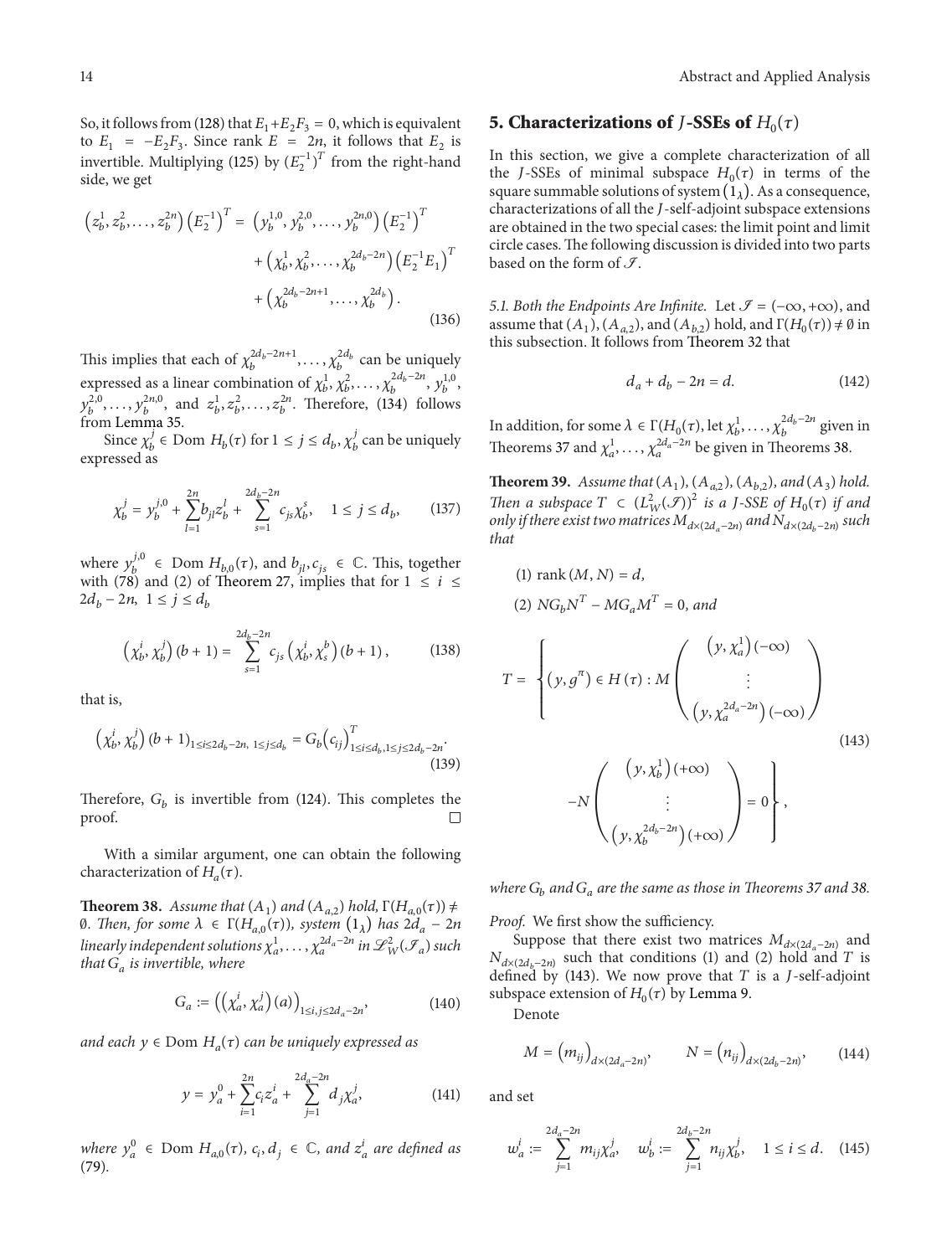So, it follows from (128) that $E_1 + E_2 F_3 = 0$, which is equivalent to $E_1 = -E_2 F_3$. Since rank $E = 2n$, it follows that $E_2$ is invertible. Multiplying (125) by $(E_2^{-1})^T$ from the right-hand side, we get

$$\left(z_b^1, z_b^2, \ldots, z_b^{2n}\right)\left(E_2^{-1}\right)^T = \left(y_b^{1,0}, y_b^{2,0}, \ldots, y_b^{2n,0}\right)\left(E_2^{-1}\right)^T + \left(\chi_b^1, \chi_b^2, \ldots, \chi_b^{2d_b-2n}\right)\left(E_2^{-1}E_1\right)^T + \left(\chi_b^{2d_b-2n+1}, \ldots, \chi_b^{2d_b}\right). \tag{136}$$

This implies that each of $\chi_b^{2d_b-2n+1}, \ldots, \chi_b^{2d_b}$ can be uniquely expressed as a linear combination of $\chi_b^1, \chi_b^2, \ldots, \chi_b^{2d_b-2n}$, $y_b^{1,0}$, $y_b^{2,0}, \ldots, y_b^{2n,0}$, and $z_b^1, z_b^2, \ldots, z_b^{2n}$. Therefore, (134) follows from Lemma 35.

Since $\chi_b^j \in$ Dom $H_b(\tau)$ for $1 \le j \le d_b$, $\chi_b^j$ can be uniquely expressed as

$$\chi_b^j = y_b^{j,0} + \sum_{l=1}^{2n} b_{jl} z_b^l + \sum_{s=1}^{2d_b-2n} c_{js}\chi_b^s, \quad 1 \le j \le d_b, \tag{137}$$

where $y_b^{j,0} \in$ Dom $H_{b,0}(\tau)$, and $b_{jl}, c_{js} \in \mathbb{C}$. This, together with (78) and (2) of Theorem 27, implies that for $1 \le i \le 2d_b - 2n$, $1 \le j \le d_b$

$$\left(\chi_b^i, \chi_b^j\right)(b+1) = \sum_{s=1}^{2d_b-2n} c_{js}\left(\chi_b^i, \chi_s^b\right)(b+1), \tag{138}$$

that is,

$$\left(\chi_b^i, \chi_b^j\right)(b+1)_{1\le i\le 2d_b-2n,\ 1\le j\le d_b} = G_b\left(c_{ij}\right)^T_{1\le i\le d_b, 1\le j\le 2d_b-2n}. \tag{139}$$

Therefore, $G_b$ is invertible from (124). This completes the proof. □

With a similar argument, one can obtain the following characterization of $H_a(\tau)$.

**Theorem 38.** *Assume that $(A_1)$ and $(A_{a,2})$ hold, $\Gamma(H_{a,0}(\tau)) \neq \emptyset$. Then, for some $\lambda \in \Gamma(H_{a,0}(\tau))$, system $(1_\lambda)$ has $2d_a - 2n$ linearly independent solutions $\chi_a^1, \ldots, \chi_a^{2d_a-2n}$ in $\mathscr{L}_W^2(\mathscr{I}_a)$ such that $G_a$ is invertible, where*

$$G_a := \left(\left(\chi_a^i, \chi_a^j\right)(a)\right)_{1\le i,j\le 2d_a-2n}, \tag{140}$$

*and each $y \in$ Dom $H_a(\tau)$ can be uniquely expressed as*

$$y = y_a^0 + \sum_{i=1}^{2n} c_i z_a^i + \sum_{j=1}^{2d_a-2n} d_j \chi_a^j, \tag{141}$$

*where $y_a^0 \in$ Dom $H_{a,0}(\tau)$, $c_i, d_j \in \mathbb{C}$, and $z_a^i$ are defined as* (79).

## 5. Characterizations of $J$-SSEs of $H_0(\tau)$

In this section, we give a complete characterization of all the $J$-SSEs of minimal subspace $H_0(\tau)$ in terms of the square summable solutions of system $(1_\lambda)$. As a consequence, characterizations of all the $J$-self-adjoint subspace extensions are obtained in the two special cases: the limit point and limit circle cases. The following discussion is divided into two parts based on the form of $\mathscr{I}$.

*5.1. Both the Endpoints Are Infinite.* Let $\mathscr{I} = (-\infty, +\infty)$, and assume that $(A_1)$, $(A_{a,2})$, and $(A_{b,2})$ hold, and $\Gamma(H_0(\tau)) \neq \emptyset$ in this subsection. It follows from Theorem 32 that

$$d_a + d_b - 2n = d. \tag{142}$$

In addition, for some $\lambda \in \Gamma(H_0(\tau))$, let $\chi_b^1, \ldots, \chi_b^{2d_b-2n}$ given in Theorems 37 and $\chi_a^1, \ldots, \chi_a^{2d_a-2n}$ be given in Theorems 38.

**Theorem 39.** *Assume that $(A_1)$, $(A_{a,2})$, $(A_{b,2})$, and $(A_3)$ hold. Then a subspace $T \subset (L_W^2(\mathscr{I}))^2$ is a $J$-SSE of $H_0(\tau)$ if and only if there exist two matrices $M_{d\times(2d_a-2n)}$ and $N_{d\times(2d_b-2n)}$ such that*

(1) rank $(M, N) = d$,

(2) $NG_bN^T - MG_aM^T = 0$, *and*

$$T = \left\{ (y, g^\pi) \in H(\tau) : M\begin{pmatrix} \left(y, \chi_a^1\right)(-\infty) \\ \vdots \\ \left(y, \chi_a^{2d_a-2n}\right)(-\infty) \end{pmatrix} - N\begin{pmatrix} \left(y, \chi_b^1\right)(+\infty) \\ \vdots \\ \left(y, \chi_b^{2d_b-2n}\right)(+\infty) \end{pmatrix} = 0 \right\}, \tag{143}$$

*where $G_b$ and $G_a$ are the same as those in Theorems 37 and 38.*

*Proof.* We first show the sufficiency.

Suppose that there exist two matrices $M_{d\times(2d_a-2n)}$ and $N_{d\times(2d_b-2n)}$ such that conditions (1) and (2) hold and $T$ is defined by (143). We now prove that $T$ is a $J$-self-adjoint subspace extension of $H_0(\tau)$ by Lemma 9.

Denote

$$M = \left(m_{ij}\right)_{d\times(2d_a-2n)}, \qquad N = \left(n_{ij}\right)_{d\times(2d_b-2n)}, \tag{144}$$

and set

$$w_a^i := \sum_{j=1}^{2d_a-2n} m_{ij}\chi_a^j, \quad w_b^i := \sum_{j=1}^{2d_b-2n} n_{ij}\chi_b^j, \quad 1 \le i \le d. \tag{145}$$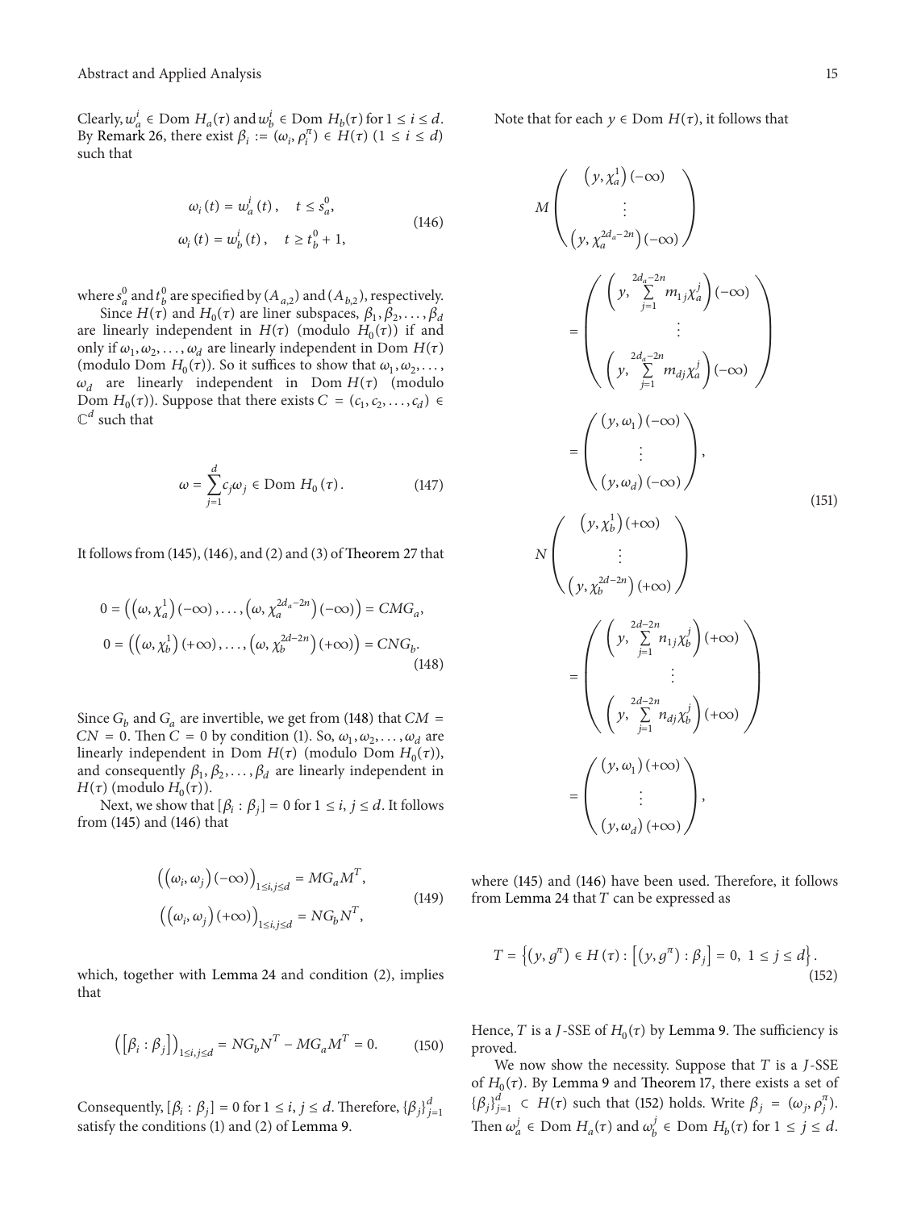Clearly, $w_a^i \in \text{Dom } H_a(\tau)$ and $w_b^i \in \text{Dom } H_b(\tau)$ for $1 \le i \le d$. By Remark 26, there exist $\beta_i := (\omega_i, \rho_i^\pi) \in H(\tau)$ $(1 \le i \le d)$ such that

$$
\begin{aligned}
\omega_i(t) &= w_a^i(t), \quad t \le s_a^0, \\
\omega_i(t) &= w_b^i(t), \quad t \ge t_b^0 + 1,
\end{aligned}
\tag{146}
$$

where $s_a^0$ and $t_b^0$ are specified by $(A_{a,2})$ and $(A_{b,2})$, respectively.

Since $H(\tau)$ and $H_0(\tau)$ are liner subspaces, $\beta_1, \beta_2, \ldots, \beta_d$ are linearly independent in $H(\tau)$ (modulo $H_0(\tau)$) if and only if $\omega_1, \omega_2, \ldots, \omega_d$ are linearly independent in $\text{Dom } H(\tau)$ (modulo $\text{Dom } H_0(\tau)$). So it suffices to show that $\omega_1, \omega_2, \ldots, \omega_d$ are linearly independent in $\text{Dom } H(\tau)$ (modulo $\text{Dom } H_0(\tau)$). Suppose that there exists $C = (c_1, c_2, \ldots, c_d) \in \mathbb{C}^d$ such that

$$
\omega = \sum_{j=1}^{d} c_j \omega_j \in \text{Dom } H_0(\tau). \tag{147}
$$

It follows from (145), (146), and (2) and (3) of Theorem 27 that

$$
\begin{aligned}
0 &= \left( \left(\omega, \chi_a^1\right)(-\infty), \ldots, \left(\omega, \chi_a^{2d_a - 2n}\right)(-\infty) \right) = CMG_a, \\
0 &= \left( \left(\omega, \chi_b^1\right)(+\infty), \ldots, \left(\omega, \chi_b^{2d - 2n}\right)(+\infty) \right) = CNG_b.
\end{aligned}
\tag{148}
$$

Since $G_b$ and $G_a$ are invertible, we get from (148) that $CM = CN = 0$. Then $C = 0$ by condition (1). So, $\omega_1, \omega_2, \ldots, \omega_d$ are linearly independent in $\text{Dom } H(\tau)$ (modulo $\text{Dom } H_0(\tau)$), and consequently $\beta_1, \beta_2, \ldots, \beta_d$ are linearly independent in $H(\tau)$ (modulo $H_0(\tau)$).

Next, we show that $[\beta_i : \beta_j] = 0$ for $1 \le i, j \le d$. It follows from (145) and (146) that

$$
\begin{aligned}
\left( \left(\omega_i, \omega_j\right)(-\infty) \right)_{1 \le i, j \le d} &= MG_a M^T, \\
\left( \left(\omega_i, \omega_j\right)(+\infty) \right)_{1 \le i, j \le d} &= NG_b N^T,
\end{aligned}
\tag{149}
$$

which, together with Lemma 24 and condition (2), implies that

$$
\left( \left[\beta_i : \beta_j\right] \right)_{1 \le i, j \le d} = NG_b N^T - MG_a M^T = 0. \tag{150}
$$

Consequently, $[\beta_i : \beta_j] = 0$ for $1 \le i, j \le d$. Therefore, $\{\beta_j\}_{j=1}^d$ satisfy the conditions (1) and (2) of Lemma 9.

Note that for each $y \in \text{Dom } H(\tau)$, it follows that

$$
\begin{aligned}
M \begin{pmatrix} \left(y, \chi_a^1\right)(-\infty) \\ \vdots \\ \left(y, \chi_a^{2d_a - 2n}\right)(-\infty) \end{pmatrix}
&= \begin{pmatrix} \left(y, \sum_{j=1}^{2d_a - 2n} m_{1j} \chi_a^j\right)(-\infty) \\ \vdots \\ \left(y, \sum_{j=1}^{2d_a - 2n} m_{dj} \chi_a^j\right)(-\infty) \end{pmatrix}
= \begin{pmatrix} \left(y, \omega_1\right)(-\infty) \\ \vdots \\ \left(y, \omega_d\right)(-\infty) \end{pmatrix}, \\
N \begin{pmatrix} \left(y, \chi_b^1\right)(+\infty) \\ \vdots \\ \left(y, \chi_b^{2d - 2n}\right)(+\infty) \end{pmatrix}
&= \begin{pmatrix} \left(y, \sum_{j=1}^{2d - 2n} n_{1j} \chi_b^j\right)(+\infty) \\ \vdots \\ \left(y, \sum_{j=1}^{2d - 2n} n_{dj} \chi_b^j\right)(+\infty) \end{pmatrix}
= \begin{pmatrix} \left(y, \omega_1\right)(+\infty) \\ \vdots \\ \left(y, \omega_d\right)(+\infty) \end{pmatrix},
\end{aligned}
\tag{151}
$$

where (145) and (146) have been used. Therefore, it follows from Lemma 24 that $T$ can be expressed as

$$
T = \left\{ \left(y, g^\pi\right) \in H(\tau) : \left[ \left(y, g^\pi\right) : \beta_j \right] = 0,\ 1 \le j \le d \right\}. \tag{152}
$$

Hence, $T$ is a $J$-SSE of $H_0(\tau)$ by Lemma 9. The sufficiency is proved.

We now show the necessity. Suppose that $T$ is a $J$-SSE of $H_0(\tau)$. By Lemma 9 and Theorem 17, there exists a set of $\{\beta_j\}_{j=1}^d \subset H(\tau)$ such that (152) holds. Write $\beta_j = (\omega_j, \rho_j^\pi)$. Then $\omega_a^j \in \text{Dom } H_a(\tau)$ and $\omega_b^j \in \text{Dom } H_b(\tau)$ for $1 \le j \le d$.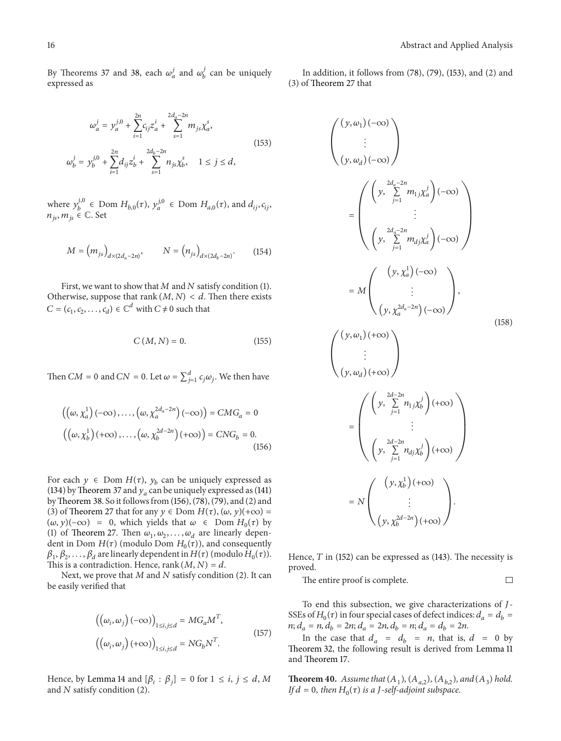By Theorems 37 and 38, each $\omega_a^j$ and $\omega_b^j$ can be uniquely expressed as

$$\omega_a^j = y_a^{j,0} + \sum_{i=1}^{2n} c_{ij} z_a^i + \sum_{s=1}^{2d_a-2n} m_{js} \chi_a^s,$$
$$\omega_b^j = y_b^{j,0} + \sum_{i=1}^{2n} d_{ij} z_b^i + \sum_{s=1}^{2d_b-2n} n_{js} \chi_b^s, \quad 1 \le j \le d, \tag{153}$$

where $y_b^{j,0} \in \operatorname{Dom} H_{b,0}(\tau)$, $y_a^{j,0} \in \operatorname{Dom} H_{a,0}(\tau)$, and $d_{ij}, c_{ij}, n_{js}, m_{js} \in \mathbb{C}$. Set

$$M = (m_{js})_{d\times(2d_a-2n)}, \qquad N = (n_{js})_{d\times(2d_b-2n)}. \tag{154}$$

First, we want to show that $M$ and $N$ satisfy condition (1). Otherwise, suppose that $\operatorname{rank}(M, N) < d$. Then there exists $C = (c_1, c_2, \ldots, c_d) \in \mathbb{C}^d$ with $C \neq 0$ such that

$$C(M, N) = 0. \tag{155}$$

Then $CM = 0$ and $CN = 0$. Let $\omega = \sum_{j=1}^d c_j \omega_j$. We then have

$$\left((\omega, \chi_a^1)(-\infty), \ldots, (\omega, \chi_a^{2d_a-2n})(-\infty)\right) = CMG_a = 0$$
$$\left((\omega, \chi_b^1)(+\infty), \ldots, (\omega, \chi_b^{2d-2n})(+\infty)\right) = CNG_b = 0. \tag{156}$$

For each $y \in \operatorname{Dom} H(\tau)$, $y_b$ can be uniquely expressed as (134) by Theorem 37 and $y_a$ can be uniquely expressed as (141) by Theorem 38. So it follows from (156), (78), (79), and (2) and (3) of Theorem 27 that for any $y \in \operatorname{Dom} H(\tau)$, $(\omega, y)(+\infty) = (\omega, y)(-\infty) = 0$, which yields that $\omega \in \operatorname{Dom} H_0(\tau)$ by (1) of Theorem 27. Then $\omega_1, \omega_2, \ldots, \omega_d$ are linearly dependent in $\operatorname{Dom} H(\tau)$ (modulo $\operatorname{Dom} H_0(\tau)$), and consequently $\beta_1, \beta_2, \ldots, \beta_d$ are linearly dependent in $H(\tau)$ (modulo $H_0(\tau)$). This is a contradiction. Hence, $\operatorname{rank}(M, N) = d$.

Next, we prove that $M$ and $N$ satisfy condition (2). It can be easily verified that

$$\left((\omega_i, \omega_j)(-\infty)\right)_{1\le i,j\le d} = MG_a M^T,$$
$$\left((\omega_i, \omega_j)(+\infty)\right)_{1\le i,j\le d} = NG_b N^T. \tag{157}$$

Hence, by Lemma 14 and $[\beta_i : \beta_j] = 0$ for $1 \le i, j \le d$, $M$ and $N$ satisfy condition (2).

In addition, it follows from (78), (79), (153), and (2) and (3) of Theorem 27 that

$$\begin{pmatrix} (y, \omega_1)(-\infty) \\ \vdots \\ (y, \omega_d)(-\infty) \end{pmatrix} = \begin{pmatrix} \left(y, \sum_{j=1}^{2d_a-2n} m_{1j}\chi_a^j\right)(-\infty) \\ \vdots \\ \left(y, \sum_{j=1}^{2d_a-2n} m_{dj}\chi_a^j\right)(-\infty) \end{pmatrix} = M \begin{pmatrix} (y, \chi_a^1)(-\infty) \\ \vdots \\ (y, \chi_a^{2d_a-2n})(-\infty) \end{pmatrix},$$
$$\begin{pmatrix} (y, \omega_1)(+\infty) \\ \vdots \\ (y, \omega_d)(+\infty) \end{pmatrix} = \begin{pmatrix} \left(y, \sum_{j=1}^{2d-2n} n_{1j}\chi_b^j\right)(+\infty) \\ \vdots \\ \left(y, \sum_{j=1}^{2d-2n} n_{dj}\chi_b^j\right)(+\infty) \end{pmatrix} = N \begin{pmatrix} (y, \chi_b^1)(+\infty) \\ \vdots \\ (y, \chi_b^{2d-2n})(+\infty) \end{pmatrix}. \tag{158}$$

Hence, $T$ in (152) can be expressed as (143). The necessity is proved.

The entire proof is complete. □

To end this subsection, we give characterizations of $J$-SSEs of $H_0(\tau)$ in four special cases of defect indices: $d_a = d_b = n$; $d_a = n, d_b = 2n$; $d_a = 2n, d_b = n$; $d_a = d_b = 2n$.

In the case that $d_a = d_b = n$, that is, $d = 0$ by Theorem 32, the following result is derived from Lemma 11 and Theorem 17.

**Theorem 40.** *Assume that $(A_1)$, $(A_{a,2})$, $(A_{b,2})$, and $(A_3)$ hold. If $d = 0$, then $H_0(\tau)$ is a $J$-self-adjoint subspace.*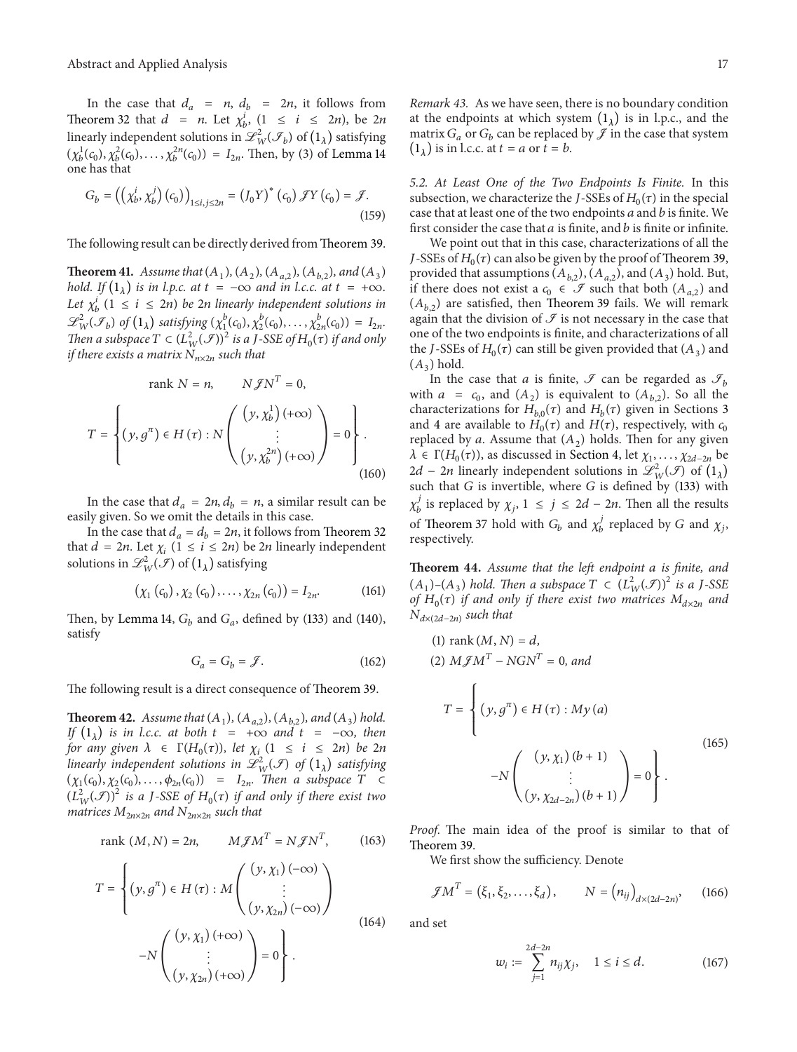In the case that $d_a = n$, $d_b = 2n$, it follows from Theorem 32 that $d = n$. Let $\chi_b^i$, $(1 \le i \le 2n)$, be $2n$ linearly independent solutions in $\mathscr{L}_W^2(\mathscr{I}_b)$ of $(1_\lambda)$ satisfying $(\chi_b^1(c_0), \chi_b^2(c_0), \ldots, \chi_b^{2n}(c_0)) = I_{2n}$. Then, by (3) of Lemma 14 one has that

$$G_b = \left(\left(\chi_b^i, \chi_b^j\right)(c_0)\right)_{1 \le i, j \le 2n} = \left(J_0 Y\right)^* (c_0) \mathscr{J} Y(c_0) = \mathscr{J}. \tag{159}$$

The following result can be directly derived from Theorem 39.

**Theorem 41.** *Assume that $(A_1)$, $(A_2)$, $(A_{a,2})$, $(A_{b,2})$, and $(A_3)$ hold. If $(1_\lambda)$ is in l.p.c. at $t = -\infty$ and in l.c.c. at $t = +\infty$. Let $\chi_b^i$ $(1 \le i \le 2n)$ be $2n$ linearly independent solutions in $\mathscr{L}_W^2(\mathscr{I}_b)$ of $(1_\lambda)$ satisfying $(\chi_1^b(c_0), \chi_2^b(c_0), \ldots, \chi_{2n}^b(c_0)) = I_{2n}$. Then a subspace $T \subset (L_W^2(\mathscr{I}))^2$ is a $J$-SSE of $H_0(\tau)$ if and only if there exists a matrix $N_{n \times 2n}$ such that*

$$\operatorname{rank} N = n, \qquad N \mathscr{J} N^T = 0,$$
$$T = \left\{ (y, g^\pi) \in H(\tau) : N \begin{pmatrix} \left(y, \chi_b^1\right)(+\infty) \\ \vdots \\ \left(y, \chi_b^{2n}\right)(+\infty) \end{pmatrix} = 0 \right\}. \tag{160}$$

In the case that $d_a = 2n$, $d_b = n$, a similar result can be easily given. So we omit the details in this case.

In the case that $d_a = d_b = 2n$, it follows from Theorem 32 that $d = 2n$. Let $\chi_i$ $(1 \le i \le 2n)$ be $2n$ linearly independent solutions in $\mathscr{L}_W^2(\mathscr{I})$ of $(1_\lambda)$ satisfying

$$\left(\chi_1(c_0), \chi_2(c_0), \ldots, \chi_{2n}(c_0)\right) = I_{2n}. \tag{161}$$

Then, by Lemma 14, $G_b$ and $G_a$, defined by (133) and (140), satisfy

$$G_a = G_b = \mathscr{J}. \tag{162}$$

The following result is a direct consequence of Theorem 39.

**Theorem 42.** *Assume that $(A_1)$, $(A_{a,2})$, $(A_{b,2})$, and $(A_3)$ hold. If $(1_\lambda)$ is in l.c.c. at both $t = +\infty$ and $t = -\infty$, then for any given $\lambda \in \Gamma(H_0(\tau))$, let $\chi_i$ $(1 \le i \le 2n)$ be $2n$ linearly independent solutions in $\mathscr{L}_W^2(\mathscr{I})$ of $(1_\lambda)$ satisfying $(\chi_1(c_0), \chi_2(c_0), \ldots, \phi_{2n}(c_0)) = I_{2n}$. Then a subspace $T \subset (L_W^2(\mathscr{I}))^2$ is a $J$-SSE of $H_0(\tau)$ if and only if there exist two matrices $M_{2n \times 2n}$ and $N_{2n \times 2n}$ such that*

$$\operatorname{rank}(M, N) = 2n, \qquad M \mathscr{J} M^T = N \mathscr{J} N^T, \tag{163}$$

$$T = \left\{ (y, g^\pi) \in H(\tau) : M \begin{pmatrix} (y, \chi_1)(-\infty) \\ \vdots \\ (y, \chi_{2n})(-\infty) \end{pmatrix} - N \begin{pmatrix} (y, \chi_1)(+\infty) \\ \vdots \\ (y, \chi_{2n})(+\infty) \end{pmatrix} = 0 \right\}. \tag{164}$$

*Remark 43.* As we have seen, there is no boundary condition at the endpoints at which system $(1_\lambda)$ is in l.p.c., and the matrix $G_a$ or $G_b$ can be replaced by $\mathscr{J}$ in the case that system $(1_\lambda)$ is in l.c.c. at $t = a$ or $t = b$.

### 5.2. At Least One of the Two Endpoints Is Finite.

In this subsection, we characterize the $J$-SSEs of $H_0(\tau)$ in the special case that at least one of the two endpoints $a$ and $b$ is finite. We first consider the case that $a$ is finite, and $b$ is finite or infinite.

We point out that in this case, characterizations of all the $J$-SSEs of $H_0(\tau)$ can also be given by the proof of Theorem 39, provided that assumptions $(A_{b,2})$, $(A_{a,2})$, and $(A_3)$ hold. But, if there does not exist a $c_0 \in \mathscr{I}$ such that both $(A_{a,2})$ and $(A_{b,2})$ are satisfied, then Theorem 39 fails. We will remark again that the division of $\mathscr{I}$ is not necessary in the case that one of the two endpoints is finite, and characterizations of all the $J$-SSEs of $H_0(\tau)$ can still be given provided that $(A_3)$ and $(A_3)$ hold.

In the case that $a$ is finite, $\mathscr{I}$ can be regarded as $\mathscr{I}_b$ with $a = c_0$, and $(A_2)$ is equivalent to $(A_{b,2})$. So all the characterizations for $H_{b,0}(\tau)$ and $H_b(\tau)$ given in Sections 3 and 4 are available to $H_0(\tau)$ and $H(\tau)$, respectively, with $c_0$ replaced by $a$. Assume that $(A_2)$ holds. Then for any given $\lambda \in \Gamma(H_0(\tau))$, as discussed in Section 4, let $\chi_1, \ldots, \chi_{2d-2n}$ be $2d - 2n$ linearly independent solutions in $\mathscr{L}_W^2(\mathscr{I})$ of $(1_\lambda)$ such that $G$ is invertible, where $G$ is defined by (133) with $\chi_b^j$ is replaced by $\chi_j$, $1 \le j \le 2d - 2n$. Then all the results of Theorem 37 hold with $G_b$ and $\chi_b^j$ replaced by $G$ and $\chi_j$, respectively.

**Theorem 44.** *Assume that the left endpoint $a$ is finite, and $(A_1)$–$(A_3)$ hold. Then a subspace $T \subset (L_W^2(\mathscr{I}))^2$ is a $J$-SSE of $H_0(\tau)$ if and only if there exist two matrices $M_{d \times 2n}$ and $N_{d \times (2d-2n)}$ such that*

*(1) $\operatorname{rank}(M, N) = d$,*

*(2) $M \mathscr{J} M^T - N G N^T = 0$, and*

$$T = \left\{ (y, g^\pi) \in H(\tau) : M y(a) - N \begin{pmatrix} (y, \chi_1)(b+1) \\ \vdots \\ (y, \chi_{2d-2n})(b+1) \end{pmatrix} = 0 \right\}. \tag{165}$$

*Proof.* The main idea of the proof is similar to that of Theorem 39.

We first show the sufficiency. Denote

$$\mathscr{J} M^T = \left(\xi_1, \xi_2, \ldots, \xi_d\right), \qquad N = \left(n_{ij}\right)_{d \times (2d-2n)}, \tag{166}$$

and set

$$w_i := \sum_{j=1}^{2d-2n} n_{ij} \chi_j, \quad 1 \le i \le d. \tag{167}$$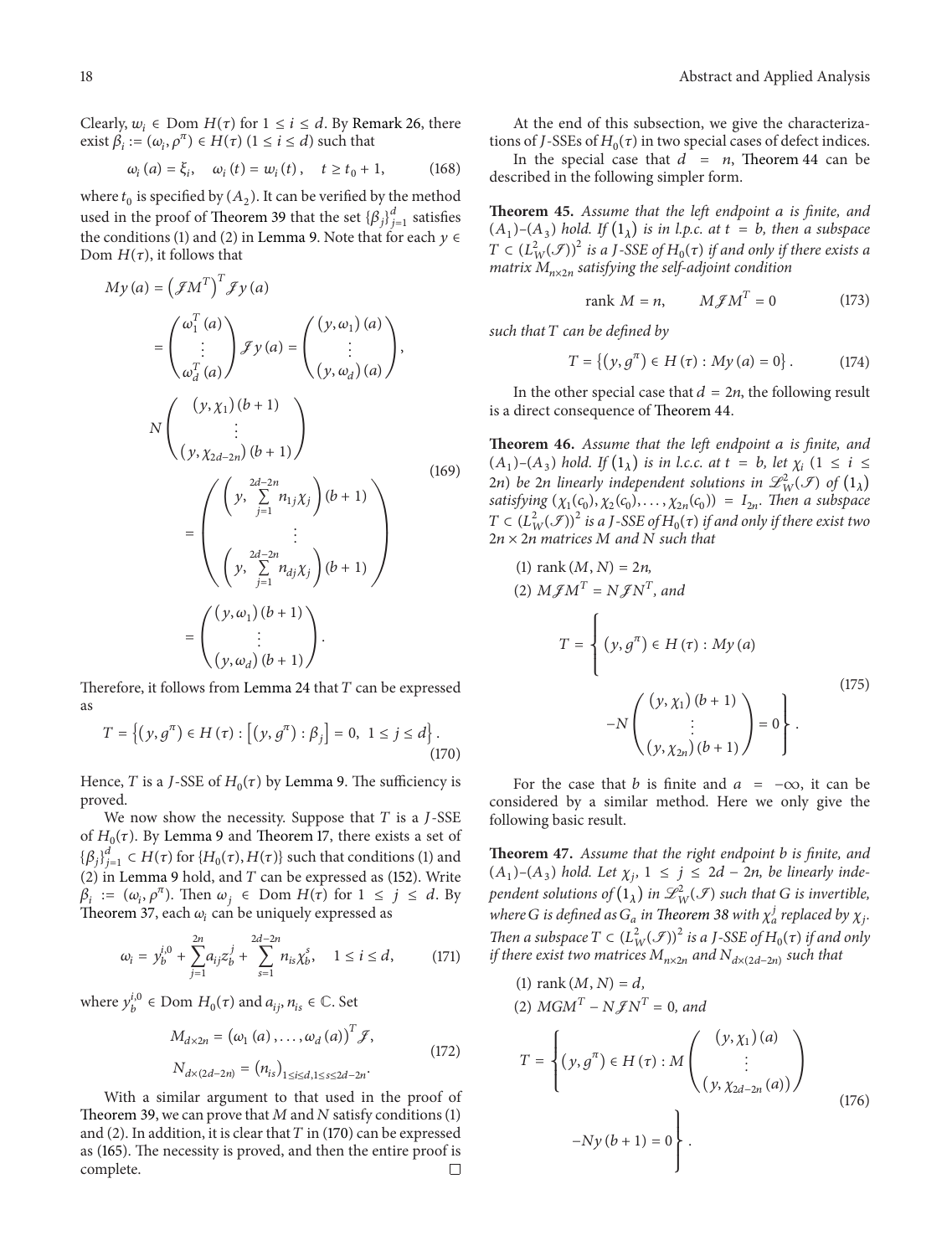Clearly, $w_i \in \operatorname{Dom} H(\tau)$ for $1 \leq i \leq d$. By Remark 26, there exist $\beta_i := (\omega_i, \rho^\pi) \in H(\tau)$ $(1 \leq i \leq d)$ such that

$$\omega_i(a) = \xi_i, \quad \omega_i(t) = w_i(t), \quad t \geq t_0 + 1, \tag{168}$$

where $t_0$ is specified by $(A_2)$. It can be verified by the method used in the proof of Theorem 39 that the set $\{\beta_j\}_{j=1}^d$ satisfies the conditions (1) and (2) in Lemma 9. Note that for each $y \in \operatorname{Dom} H(\tau)$, it follows that

$$\begin{aligned}
My(a) &= \left(\mathscr{J}M^T\right)^T \mathscr{J} y(a) \\
&= \begin{pmatrix} \omega_1^T(a) \\ \vdots \\ \omega_d^T(a) \end{pmatrix} \mathscr{J} y(a) = \begin{pmatrix} (y, \omega_1)(a) \\ \vdots \\ (y, \omega_d)(a) \end{pmatrix}, \\
N &\begin{pmatrix} (y, \chi_1)(b+1) \\ \vdots \\ (y, \chi_{2d-2n})(b+1) \end{pmatrix} \\
&= \begin{pmatrix} \left(y, \sum_{j=1}^{2d-2n} n_{1j}\chi_j\right)(b+1) \\ \vdots \\ \left(y, \sum_{j=1}^{2d-2n} n_{dj}\chi_j\right)(b+1) \end{pmatrix} \\
&= \begin{pmatrix} (y, \omega_1)(b+1) \\ \vdots \\ (y, \omega_d)(b+1) \end{pmatrix}.
\end{aligned} \tag{169}$$

Therefore, it follows from Lemma 24 that $T$ can be expressed as

$$T = \left\{(y, g^\pi) \in H(\tau) : \left[(y, g^\pi) : \beta_j\right] = 0,\ 1 \leq j \leq d\right\}. \tag{170}$$

Hence, $T$ is a $J$-SSE of $H_0(\tau)$ by Lemma 9. The sufficiency is proved.

We now show the necessity. Suppose that $T$ is a $J$-SSE of $H_0(\tau)$. By Lemma 9 and Theorem 17, there exists a set of $\{\beta_j\}_{j=1}^d \subset H(\tau)$ for $\{H_0(\tau), H(\tau)\}$ such that conditions (1) and (2) in Lemma 9 hold, and $T$ can be expressed as (152). Write $\beta_i := (\omega_i, \rho^\pi)$. Then $\omega_j \in \operatorname{Dom} H(\tau)$ for $1 \leq j \leq d$. By Theorem 37, each $\omega_i$ can be uniquely expressed as

$$\omega_i = y_b^{i,0} + \sum_{j=1}^{2n} a_{ij} z_b^j + \sum_{s=1}^{2d-2n} n_{is}\chi_b^s, \quad 1 \leq i \leq d, \tag{171}$$

where $y_b^{i,0} \in \operatorname{Dom} H_0(\tau)$ and $a_{ij}, n_{is} \in \mathbb{C}$. Set

$$\begin{aligned}
M_{d\times 2n} &= \left(\omega_1(a), \ldots, \omega_d(a)\right)^T \mathscr{J}, \\
N_{d\times(2d-2n)} &= \left(n_{is}\right)_{1\leq i\leq d, 1\leq s\leq 2d-2n}.
\end{aligned} \tag{172}$$

With a similar argument to that used in the proof of Theorem 39, we can prove that $M$ and $N$ satisfy conditions (1) and (2). In addition, it is clear that $T$ in (170) can be expressed as (165). The necessity is proved, and then the entire proof is complete. □

At the end of this subsection, we give the characterizations of $J$-SSEs of $H_0(\tau)$ in two special cases of defect indices.

In the special case that $d = n$, Theorem 44 can be described in the following simpler form.

**Theorem 45.** *Assume that the left endpoint $a$ is finite, and $(A_1)$–$(A_3)$ hold. If $(1_\lambda)$ is in l.p.c. at $t = b$, then a subspace $T \subset (L_W^2(\mathscr{I}))^2$ is a $J$-SSE of $H_0(\tau)$ if and only if there exists a matrix $M_{n\times 2n}$ satisfying the self-adjoint condition*

$$\operatorname{rank} M = n, \qquad M\mathscr{J}M^T = 0 \tag{173}$$

*such that $T$ can be defined by*

$$T = \left\{(y, g^\pi) \in H(\tau) : My(a) = 0\right\}. \tag{174}$$

In the other special case that $d = 2n$, the following result is a direct consequence of Theorem 44.

**Theorem 46.** *Assume that the left endpoint $a$ is finite, and $(A_1)$–$(A_3)$ hold. If $(1_\lambda)$ is in l.c.c. at $t = b$, let $\chi_i$ $(1 \leq i \leq 2n)$ be $2n$ linearly independent solutions in $\mathscr{L}_W^2(\mathscr{I})$ of $(1_\lambda)$ satisfying $(\chi_1(c_0), \chi_2(c_0), \ldots, \chi_{2n}(c_0)) = I_{2n}$. Then a subspace $T \subset (L_W^2(\mathscr{I}))^2$ is a $J$-SSE of $H_0(\tau)$ if and only if there exist two $2n \times 2n$ matrices $M$ and $N$ such that*

(1) $\operatorname{rank}(M, N) = 2n$,

(2) $M\mathscr{J}M^T = N\mathscr{J}N^T$, and

$$T = \left\{(y, g^\pi) \in H(\tau) : My(a) - N\begin{pmatrix} (y, \chi_1)(b+1) \\ \vdots \\ (y, \chi_{2n})(b+1) \end{pmatrix} = 0\right\}. \tag{175}$$

For the case that $b$ is finite and $a = -\infty$, it can be considered by a similar method. Here we only give the following basic result.

**Theorem 47.** *Assume that the right endpoint $b$ is finite, and $(A_1)$–$(A_3)$ hold. Let $\chi_j$, $1 \leq j \leq 2d - 2n$, be linearly independent solutions of $(1_\lambda)$ in $\mathscr{L}_W^2(\mathscr{I})$ such that $G$ is invertible, where $G$ is defined as $G_a$ in Theorem 38 with $\chi_a^j$ replaced by $\chi_j$. Then a subspace $T \subset (L_W^2(\mathscr{I}))^2$ is a $J$-SSE of $H_0(\tau)$ if and only if there exist two matrices $M_{n\times 2n}$ and $N_{d\times(2d-2n)}$ such that*

(1) $\operatorname{rank}(M, N) = d$,

(2) $MGM^T - N\mathscr{J}N^T = 0$, and

$$T = \left\{(y, g^\pi) \in H(\tau) : M\begin{pmatrix} (y, \chi_1)(a) \\ \vdots \\ (y, \chi_{2d-2n}(a)) \end{pmatrix} - Ny(b+1) = 0\right\}. \tag{176}$$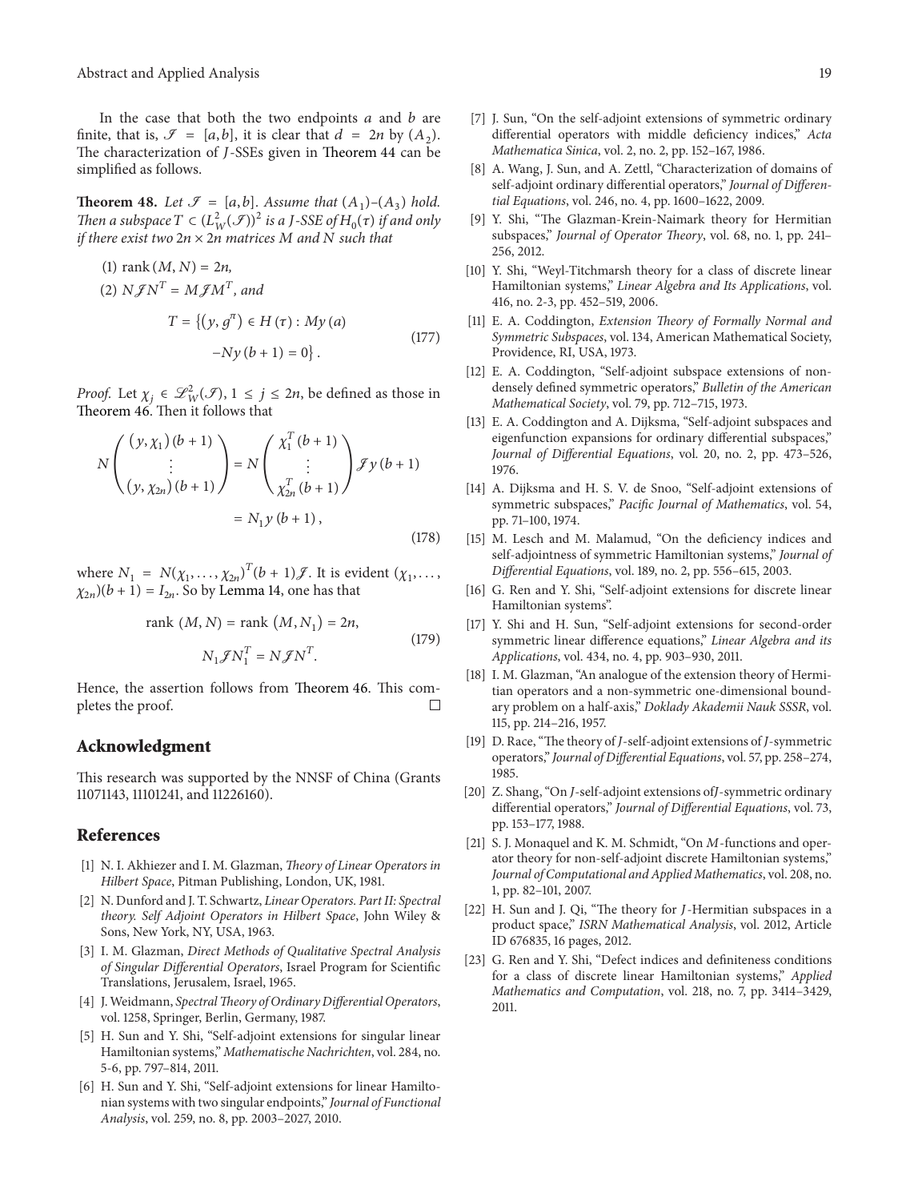In the case that both the two endpoints $a$ and $b$ are finite, that is, $\mathcal{I} = [a, b]$, it is clear that $d = 2n$ by $(A_2)$. The characterization of $J$-SSEs given in Theorem 44 can be simplified as follows.

**Theorem 48.** *Let $\mathcal{I} = [a, b]$. Assume that $(A_1)$–$(A_3)$ hold. Then a subspace $T \subset (L^2_W(\mathcal{I}))^2$ is a $J$-SSE of $H_0(\tau)$ if and only if there exist two $2n \times 2n$ matrices $M$ and $N$ such that*

(1) $\operatorname{rank}(M, N) = 2n$,

(2) $N\mathcal{J}N^T = M\mathcal{J}M^T$, and

$$T = \{(y, g^\pi) \in H(\tau) : My(a) - Ny(b+1) = 0\}. \tag{177}$$

*Proof.* Let $\chi_j \in \mathcal{L}^2_W(\mathcal{I})$, $1 \le j \le 2n$, be defined as those in Theorem 46. Then it follows that

$$N \begin{pmatrix} (y, \chi_1)(b+1) \\ \vdots \\ (y, \chi_{2n})(b+1) \end{pmatrix} = N \begin{pmatrix} \chi_1^T(b+1) \\ \vdots \\ \chi_{2n}^T(b+1) \end{pmatrix} \mathcal{J} y(b+1) = N_1 y(b+1), \tag{178}$$

where $N_1 = N(\chi_1, \ldots, \chi_{2n})^T(b+1)\mathcal{J}$. It is evident $(\chi_1, \ldots, \chi_{2n})(b+1) = I_{2n}$. So by Lemma 14, one has that

$$\operatorname{rank}(M, N) = \operatorname{rank}(M, N_1) = 2n, \qquad N_1\mathcal{J}N_1^T = N\mathcal{J}N^T. \tag{179}$$

Hence, the assertion follows from Theorem 46. This completes the proof. □

## Acknowledgment

This research was supported by the NNSF of China (Grants 11071143, 11101241, and 11226160).

## References

[1] N. I. Akhiezer and I. M. Glazman, *Theory of Linear Operators in Hilbert Space*, Pitman Publishing, London, UK, 1981.

[2] N. Dunford and J. T. Schwartz, *Linear Operators. Part II: Spectral theory. Self Adjoint Operators in Hilbert Space*, John Wiley & Sons, New York, NY, USA, 1963.

[3] I. M. Glazman, *Direct Methods of Qualitative Spectral Analysis of Singular Differential Operators*, Israel Program for Scientific Translations, Jerusalem, Israel, 1965.

[4] J. Weidmann, *Spectral Theory of Ordinary Differential Operators*, vol. 1258, Springer, Berlin, Germany, 1987.

[5] H. Sun and Y. Shi, "Self-adjoint extensions for singular linear Hamiltonian systems," *Mathematische Nachrichten*, vol. 284, no. 5-6, pp. 797–814, 2011.

[6] H. Sun and Y. Shi, "Self-adjoint extensions for linear Hamiltonian systems with two singular endpoints," *Journal of Functional Analysis*, vol. 259, no. 8, pp. 2003–2027, 2010.

[7] J. Sun, "On the self-adjoint extensions of symmetric ordinary differential operators with middle deficiency indices," *Acta Mathematica Sinica*, vol. 2, no. 2, pp. 152–167, 1986.

[8] A. Wang, J. Sun, and A. Zettl, "Characterization of domains of self-adjoint ordinary differential operators," *Journal of Differential Equations*, vol. 246, no. 4, pp. 1600–1622, 2009.

[9] Y. Shi, "The Glazman-Krein-Naimark theory for Hermitian subspaces," *Journal of Operator Theory*, vol. 68, no. 1, pp. 241–256, 2012.

[10] Y. Shi, "Weyl-Titchmarsh theory for a class of discrete linear Hamiltonian systems," *Linear Algebra and Its Applications*, vol. 416, no. 2-3, pp. 452–519, 2006.

[11] E. A. Coddington, *Extension Theory of Formally Normal and Symmetric Subspaces*, vol. 134, American Mathematical Society, Providence, RI, USA, 1973.

[12] E. A. Coddington, "Self-adjoint subspace extensions of nondensely defined symmetric operators," *Bulletin of the American Mathematical Society*, vol. 79, pp. 712–715, 1973.

[13] E. A. Coddington and A. Dijksma, "Self-adjoint subspaces and eigenfunction expansions for ordinary differential subspaces," *Journal of Differential Equations*, vol. 20, no. 2, pp. 473–526, 1976.

[14] A. Dijksma and H. S. V. de Snoo, "Self-adjoint extensions of symmetric subspaces," *Pacific Journal of Mathematics*, vol. 54, pp. 71–100, 1974.

[15] M. Lesch and M. Malamud, "On the deficiency indices and self-adjointness of symmetric Hamiltonian systems," *Journal of Differential Equations*, vol. 189, no. 2, pp. 556–615, 2003.

[16] G. Ren and Y. Shi, "Self-adjoint extensions for discrete linear Hamiltonian systems".

[17] Y. Shi and H. Sun, "Self-adjoint extensions for second-order symmetric linear difference equations," *Linear Algebra and its Applications*, vol. 434, no. 4, pp. 903–930, 2011.

[18] I. M. Glazman, "An analogue of the extension theory of Hermitian operators and a non-symmetric one-dimensional boundary problem on a half-axis," *Doklady Akademii Nauk SSSR*, vol. 115, pp. 214–216, 1957.

[19] D. Race, "The theory of $J$-self-adjoint extensions of $J$-symmetric operators," *Journal of Differential Equations*, vol. 57, pp. 258–274, 1985.

[20] Z. Shang, "On $J$-self-adjoint extensions of$J$-symmetric ordinary differential operators," *Journal of Differential Equations*, vol. 73, pp. 153–177, 1988.

[21] S. J. Monaquel and K. M. Schmidt, "On $M$-functions and operator theory for non-self-adjoint discrete Hamiltonian systems," *Journal of Computational and Applied Mathematics*, vol. 208, no. 1, pp. 82–101, 2007.

[22] H. Sun and J. Qi, "The theory for $J$-Hermitian subspaces in a product space," *ISRN Mathematical Analysis*, vol. 2012, Article ID 676835, 16 pages, 2012.

[23] G. Ren and Y. Shi, "Defect indices and definiteness conditions for a class of discrete linear Hamiltonian systems," *Applied Mathematics and Computation*, vol. 218, no. 7, pp. 3414–3429, 2011.